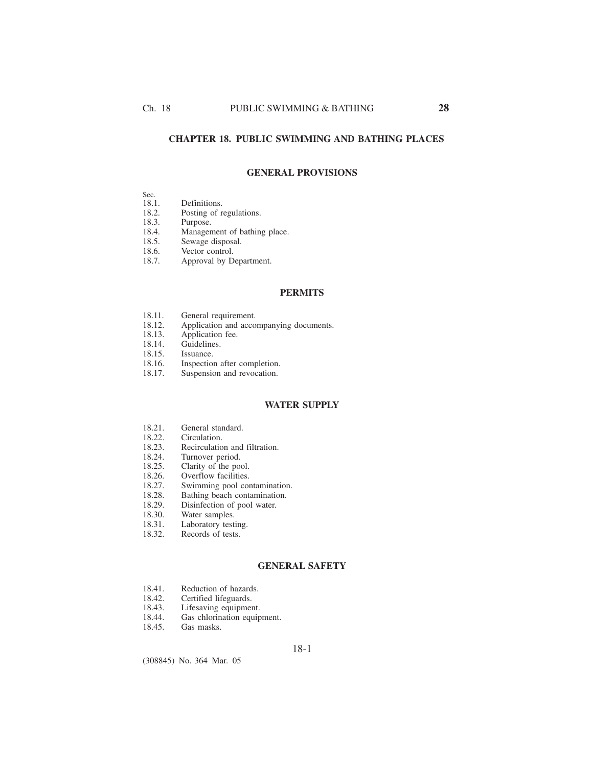# CHAPTER 18. PUBLIC SWIMMING AND BATHING PLACES

## GENERAL PROVISIONS

| Sec. | |
|---|---|
| 18.1. | Definitions. |
| 18.2. | Posting of regulations. |
| 18.3. | Purpose. |
| 18.4. | Management of bathing place. |
| 18.5. | Sewage disposal. |
| 18.6. | Vector control. |
| 18.7. | Approval by Department. |

## PERMITS

| | |
|---|---|
| 18.11. | General requirement. |
| 18.12. | Application and accompanying documents. |
| 18.13. | Application fee. |
| 18.14. | Guidelines. |
| 18.15. | Issuance. |
| 18.16. | Inspection after completion. |
| 18.17. | Suspension and revocation. |

## WATER SUPPLY

| | |
|---|---|
| 18.21. | General standard. |
| 18.22. | Circulation. |
| 18.23. | Recirculation and filtration. |
| 18.24. | Turnover period. |
| 18.25. | Clarity of the pool. |
| 18.26. | Overflow facilities. |
| 18.27. | Swimming pool contamination. |
| 18.28. | Bathing beach contamination. |
| 18.29. | Disinfection of pool water. |
| 18.30. | Water samples. |
| 18.31. | Laboratory testing. |
| 18.32. | Records of tests. |

## GENERAL SAFETY

| | |
|---|---|
| 18.41. | Reduction of hazards. |
| 18.42. | Certified lifeguards. |
| 18.43. | Lifesaving equipment. |
| 18.44. | Gas chlorination equipment. |
| 18.45. | Gas masks. |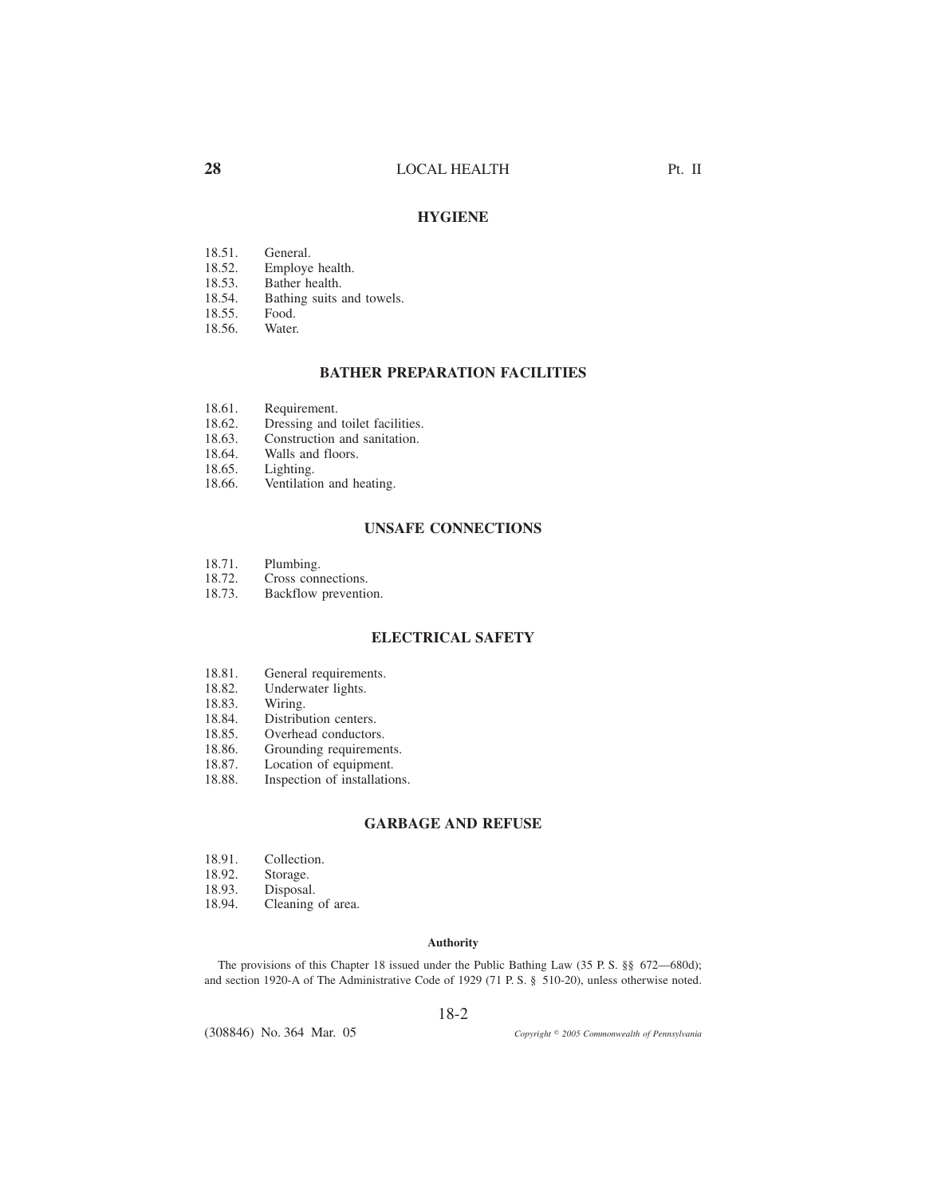## HYGIENE

18.51. General.
18.52. Employe health.
18.53. Bather health.
18.54. Bathing suits and towels.
18.55. Food.
18.56. Water.

## BATHER PREPARATION FACILITIES

18.61. Requirement.
18.62. Dressing and toilet facilities.
18.63. Construction and sanitation.
18.64. Walls and floors.
18.65. Lighting.
18.66. Ventilation and heating.

## UNSAFE CONNECTIONS

18.71. Plumbing.
18.72. Cross connections.
18.73. Backflow prevention.

## ELECTRICAL SAFETY

18.81. General requirements.
18.82. Underwater lights.
18.83. Wiring.
18.84. Distribution centers.
18.85. Overhead conductors.
18.86. Grounding requirements.
18.87. Location of equipment.
18.88. Inspection of installations.

## GARBAGE AND REFUSE

18.91. Collection.
18.92. Storage.
18.93. Disposal.
18.94. Cleaning of area.

#### Authority

The provisions of this Chapter 18 issued under the Public Bathing Law (35 P. S. §§ 672—680d); and section 1920-A of The Administrative Code of 1929 (71 P. S. § 510-20), unless otherwise noted.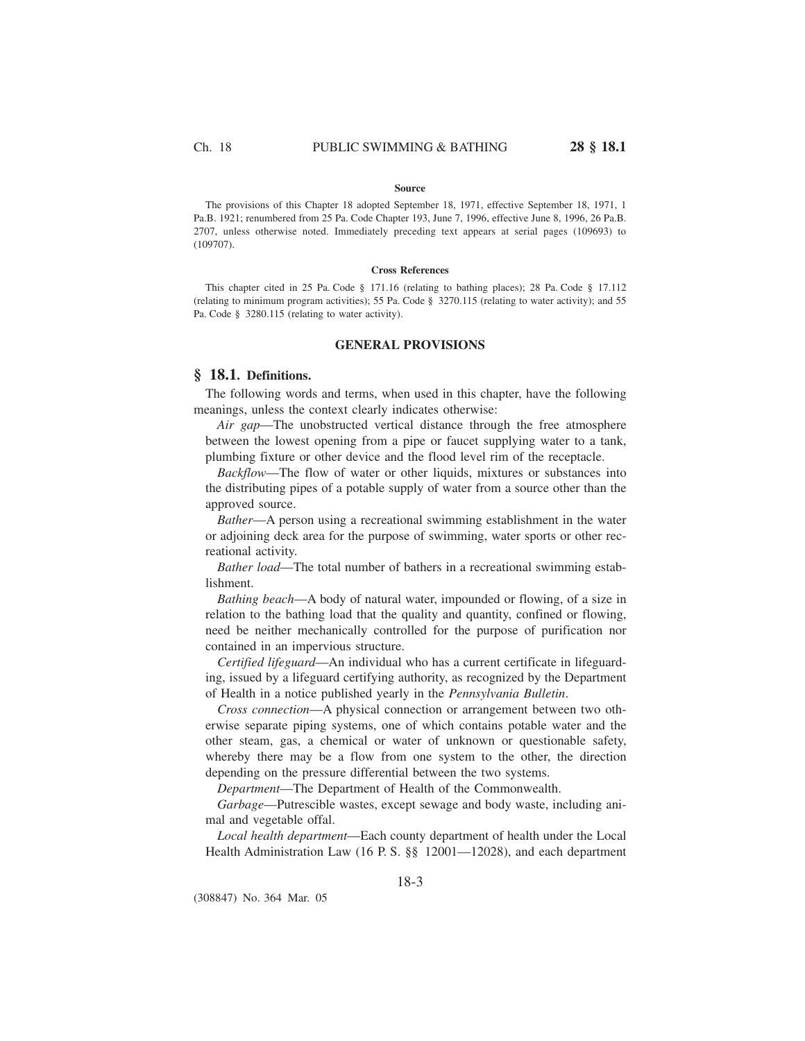#### Source

The provisions of this Chapter 18 adopted September 18, 1971, effective September 18, 1971, 1 Pa.B. 1921; renumbered from 25 Pa. Code Chapter 193, June 7, 1996, effective June 8, 1996, 26 Pa.B. 2707, unless otherwise noted. Immediately preceding text appears at serial pages (109693) to (109707).

#### Cross References

This chapter cited in 25 Pa. Code § 171.16 (relating to bathing places); 28 Pa. Code § 17.112 (relating to minimum program activities); 55 Pa. Code § 3270.115 (relating to water activity); and 55 Pa. Code § 3280.115 (relating to water activity).

## GENERAL PROVISIONS

### § 18.1. Definitions.

The following words and terms, when used in this chapter, have the following meanings, unless the context clearly indicates otherwise:

*Air gap*—The unobstructed vertical distance through the free atmosphere between the lowest opening from a pipe or faucet supplying water to a tank, plumbing fixture or other device and the flood level rim of the receptacle.

*Backflow*—The flow of water or other liquids, mixtures or substances into the distributing pipes of a potable supply of water from a source other than the approved source.

*Bather*—A person using a recreational swimming establishment in the water or adjoining deck area for the purpose of swimming, water sports or other recreational activity.

*Bather load*—The total number of bathers in a recreational swimming establishment.

*Bathing beach*—A body of natural water, impounded or flowing, of a size in relation to the bathing load that the quality and quantity, confined or flowing, need be neither mechanically controlled for the purpose of purification nor contained in an impervious structure.

*Certified lifeguard*—An individual who has a current certificate in lifeguarding, issued by a lifeguard certifying authority, as recognized by the Department of Health in a notice published yearly in the *Pennsylvania Bulletin*.

*Cross connection*—A physical connection or arrangement between two otherwise separate piping systems, one of which contains potable water and the other steam, gas, a chemical or water of unknown or questionable safety, whereby there may be a flow from one system to the other, the direction depending on the pressure differential between the two systems.

*Department*—The Department of Health of the Commonwealth.

*Garbage*—Putrescible wastes, except sewage and body waste, including animal and vegetable offal.

*Local health department*—Each county department of health under the Local Health Administration Law (16 P. S. §§ 12001—12028), and each department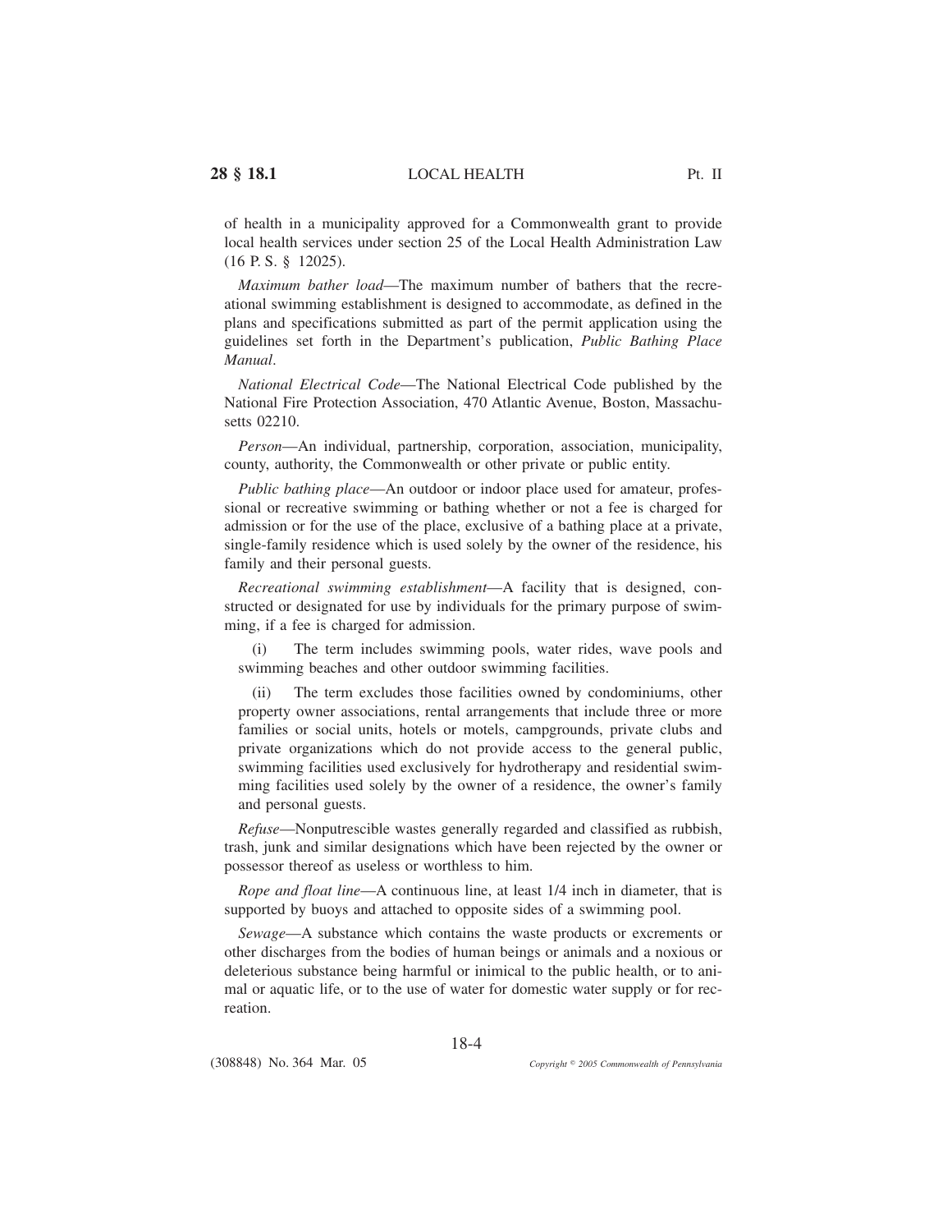of health in a municipality approved for a Commonwealth grant to provide local health services under section 25 of the Local Health Administration Law (16 P. S. § 12025).

*Maximum bather load*—The maximum number of bathers that the recreational swimming establishment is designed to accommodate, as defined in the plans and specifications submitted as part of the permit application using the guidelines set forth in the Department's publication, *Public Bathing Place Manual*.

*National Electrical Code*—The National Electrical Code published by the National Fire Protection Association, 470 Atlantic Avenue, Boston, Massachusetts 02210.

*Person*—An individual, partnership, corporation, association, municipality, county, authority, the Commonwealth or other private or public entity.

*Public bathing place*—An outdoor or indoor place used for amateur, professional or recreative swimming or bathing whether or not a fee is charged for admission or for the use of the place, exclusive of a bathing place at a private, single-family residence which is used solely by the owner of the residence, his family and their personal guests.

*Recreational swimming establishment*—A facility that is designed, constructed or designated for use by individuals for the primary purpose of swimming, if a fee is charged for admission.

(i) The term includes swimming pools, water rides, wave pools and swimming beaches and other outdoor swimming facilities.

(ii) The term excludes those facilities owned by condominiums, other property owner associations, rental arrangements that include three or more families or social units, hotels or motels, campgrounds, private clubs and private organizations which do not provide access to the general public, swimming facilities used exclusively for hydrotherapy and residential swimming facilities used solely by the owner of a residence, the owner's family and personal guests.

*Refuse*—Nonputrescible wastes generally regarded and classified as rubbish, trash, junk and similar designations which have been rejected by the owner or possessor thereof as useless or worthless to him.

*Rope and float line*—A continuous line, at least 1/4 inch in diameter, that is supported by buoys and attached to opposite sides of a swimming pool.

*Sewage*—A substance which contains the waste products or excrements or other discharges from the bodies of human beings or animals and a noxious or deleterious substance being harmful or inimical to the public health, or to animal or aquatic life, or to the use of water for domestic water supply or for recreation.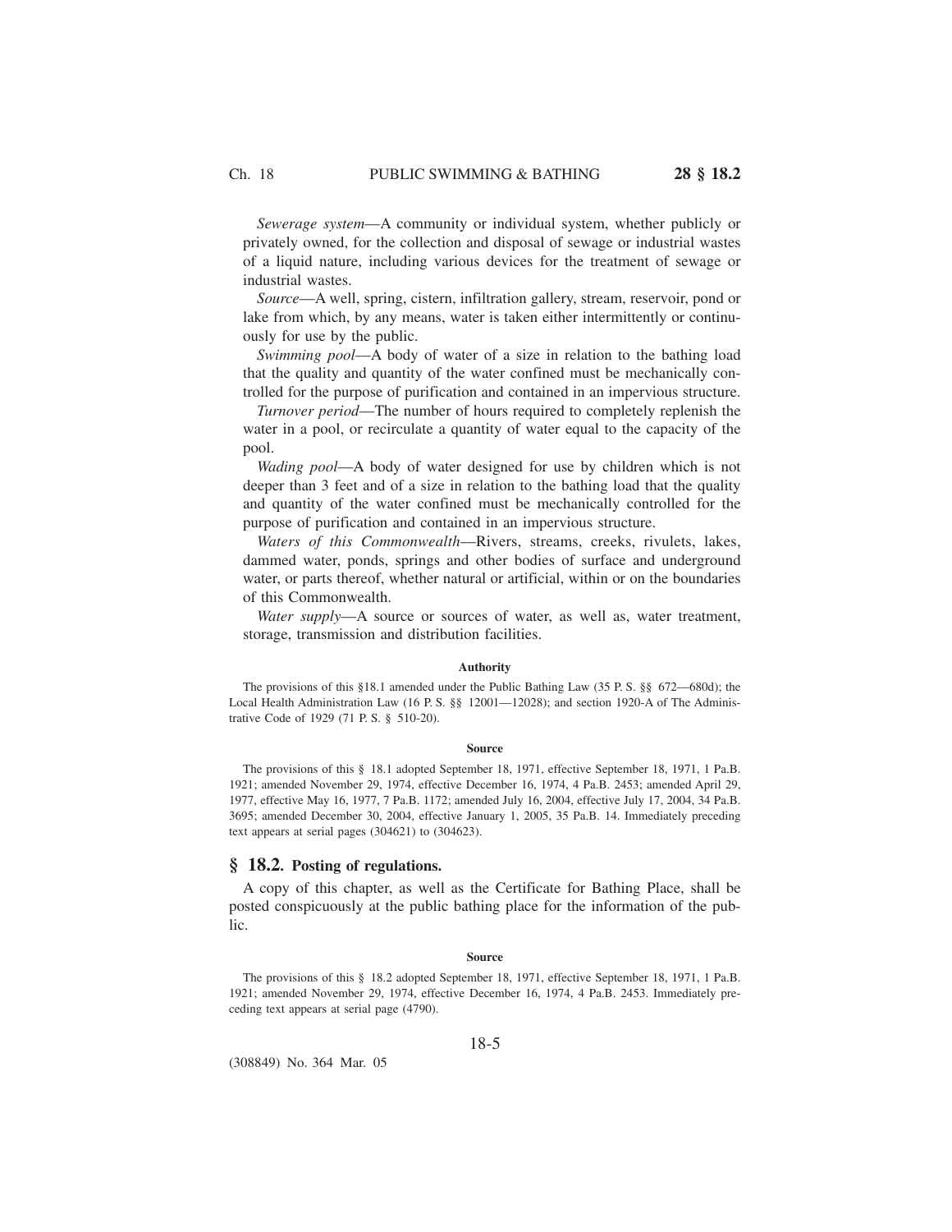*Sewerage system*—A community or individual system, whether publicly or privately owned, for the collection and disposal of sewage or industrial wastes of a liquid nature, including various devices for the treatment of sewage or industrial wastes.

*Source*—A well, spring, cistern, infiltration gallery, stream, reservoir, pond or lake from which, by any means, water is taken either intermittently or continuously for use by the public.

*Swimming pool*—A body of water of a size in relation to the bathing load that the quality and quantity of the water confined must be mechanically controlled for the purpose of purification and contained in an impervious structure.

*Turnover period*—The number of hours required to completely replenish the water in a pool, or recirculate a quantity of water equal to the capacity of the pool.

*Wading pool*—A body of water designed for use by children which is not deeper than 3 feet and of a size in relation to the bathing load that the quality and quantity of the water confined must be mechanically controlled for the purpose of purification and contained in an impervious structure.

*Waters of this Commonwealth*—Rivers, streams, creeks, rivulets, lakes, dammed water, ponds, springs and other bodies of surface and underground water, or parts thereof, whether natural or artificial, within or on the boundaries of this Commonwealth.

*Water supply*—A source or sources of water, as well as, water treatment, storage, transmission and distribution facilities.

**Authority**

The provisions of this §18.1 amended under the Public Bathing Law (35 P. S. §§ 672—680d); the Local Health Administration Law (16 P. S. §§ 12001—12028); and section 1920-A of The Administrative Code of 1929 (71 P. S. § 510-20).

**Source**

The provisions of this § 18.1 adopted September 18, 1971, effective September 18, 1971, 1 Pa.B. 1921; amended November 29, 1974, effective December 16, 1974, 4 Pa.B. 2453; amended April 29, 1977, effective May 16, 1977, 7 Pa.B. 1172; amended July 16, 2004, effective July 17, 2004, 34 Pa.B. 3695; amended December 30, 2004, effective January 1, 2005, 35 Pa.B. 14. Immediately preceding text appears at serial pages (304621) to (304623).

## § 18.2. Posting of regulations.

A copy of this chapter, as well as the Certificate for Bathing Place, shall be posted conspicuously at the public bathing place for the information of the public.

**Source**

The provisions of this § 18.2 adopted September 18, 1971, effective September 18, 1971, 1 Pa.B. 1921; amended November 29, 1974, effective December 16, 1974, 4 Pa.B. 2453. Immediately preceding text appears at serial page (4790).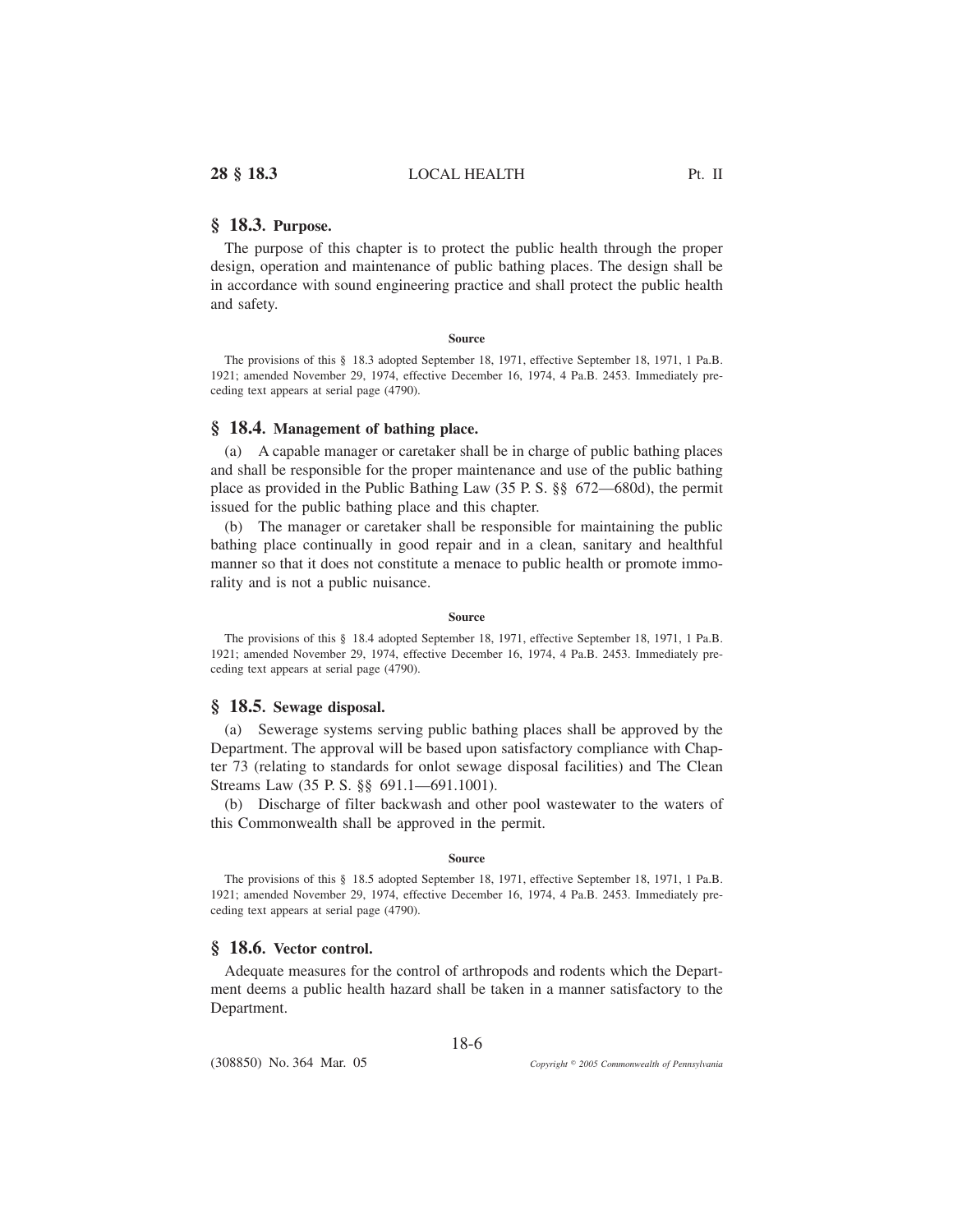## § 18.3. Purpose.

The purpose of this chapter is to protect the public health through the proper design, operation and maintenance of public bathing places. The design shall be in accordance with sound engineering practice and shall protect the public health and safety.

**Source**

The provisions of this § 18.3 adopted September 18, 1971, effective September 18, 1971, 1 Pa.B. 1921; amended November 29, 1974, effective December 16, 1974, 4 Pa.B. 2453. Immediately preceding text appears at serial page (4790).

## § 18.4. Management of bathing place.

(a) A capable manager or caretaker shall be in charge of public bathing places and shall be responsible for the proper maintenance and use of the public bathing place as provided in the Public Bathing Law (35 P. S. §§ 672—680d), the permit issued for the public bathing place and this chapter.

(b) The manager or caretaker shall be responsible for maintaining the public bathing place continually in good repair and in a clean, sanitary and healthful manner so that it does not constitute a menace to public health or promote immorality and is not a public nuisance.

**Source**

The provisions of this § 18.4 adopted September 18, 1971, effective September 18, 1971, 1 Pa.B. 1921; amended November 29, 1974, effective December 16, 1974, 4 Pa.B. 2453. Immediately preceding text appears at serial page (4790).

## § 18.5. Sewage disposal.

(a) Sewerage systems serving public bathing places shall be approved by the Department. The approval will be based upon satisfactory compliance with Chapter 73 (relating to standards for onlot sewage disposal facilities) and The Clean Streams Law (35 P. S. §§ 691.1—691.1001).

(b) Discharge of filter backwash and other pool wastewater to the waters of this Commonwealth shall be approved in the permit.

**Source**

The provisions of this § 18.5 adopted September 18, 1971, effective September 18, 1971, 1 Pa.B. 1921; amended November 29, 1974, effective December 16, 1974, 4 Pa.B. 2453. Immediately preceding text appears at serial page (4790).

## § 18.6. Vector control.

Adequate measures for the control of arthropods and rodents which the Department deems a public health hazard shall be taken in a manner satisfactory to the Department.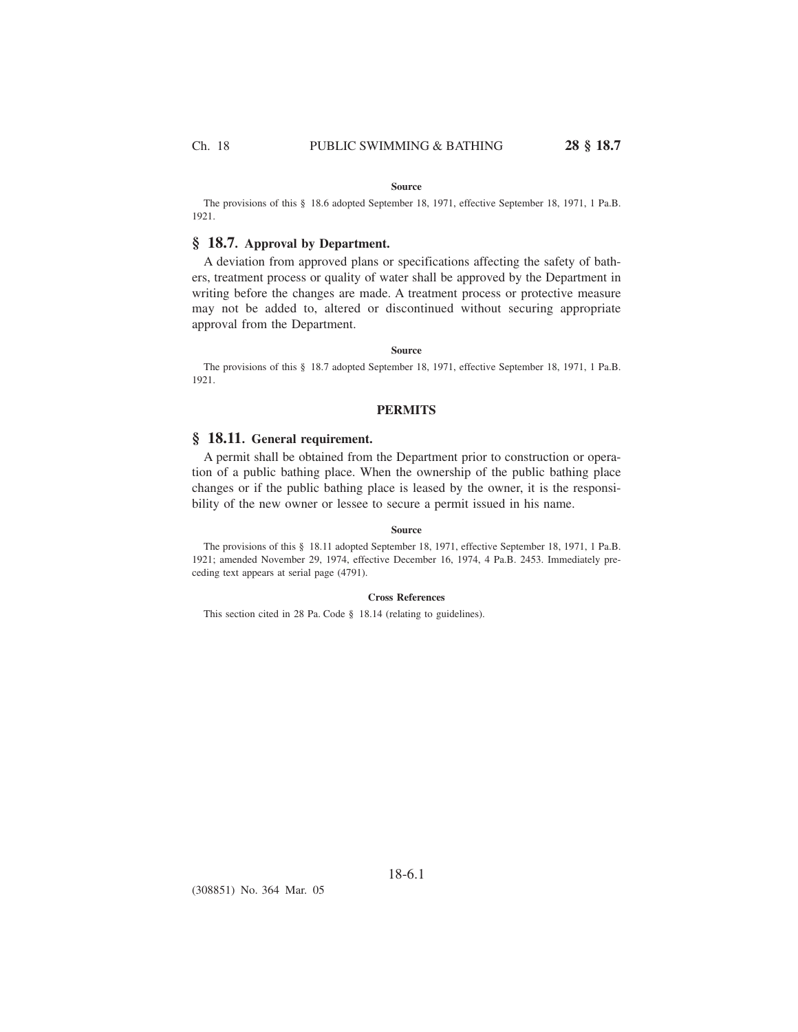**Source**

The provisions of this § 18.6 adopted September 18, 1971, effective September 18, 1971, 1 Pa.B. 1921.

## § 18.7. Approval by Department.

A deviation from approved plans or specifications affecting the safety of bathers, treatment process or quality of water shall be approved by the Department in writing before the changes are made. A treatment process or protective measure may not be added to, altered or discontinued without securing appropriate approval from the Department.

**Source**

The provisions of this § 18.7 adopted September 18, 1971, effective September 18, 1971, 1 Pa.B. 1921.

### PERMITS

## § 18.11. General requirement.

A permit shall be obtained from the Department prior to construction or operation of a public bathing place. When the ownership of the public bathing place changes or if the public bathing place is leased by the owner, it is the responsibility of the new owner or lessee to secure a permit issued in his name.

**Source**

The provisions of this § 18.11 adopted September 18, 1971, effective September 18, 1971, 1 Pa.B. 1921; amended November 29, 1974, effective December 16, 1974, 4 Pa.B. 2453. Immediately preceding text appears at serial page (4791).

**Cross References**

This section cited in 28 Pa. Code § 18.14 (relating to guidelines).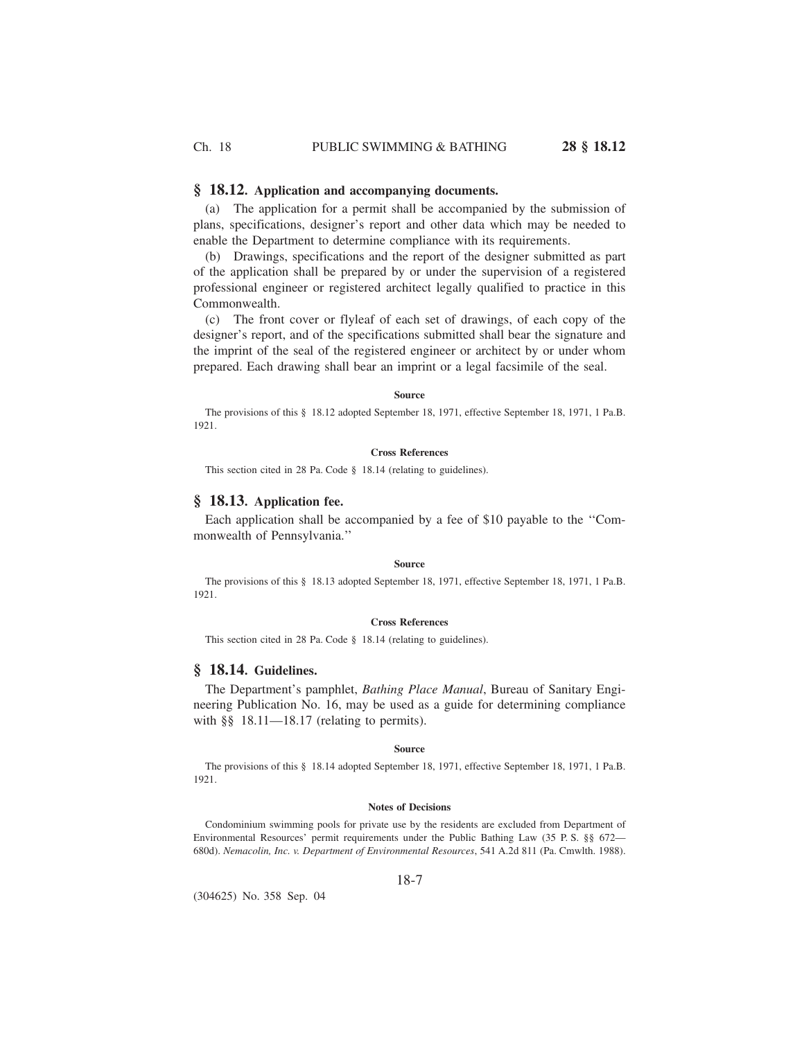## § 18.12. Application and accompanying documents.

(a) The application for a permit shall be accompanied by the submission of plans, specifications, designer's report and other data which may be needed to enable the Department to determine compliance with its requirements.

(b) Drawings, specifications and the report of the designer submitted as part of the application shall be prepared by or under the supervision of a registered professional engineer or registered architect legally qualified to practice in this Commonwealth.

(c) The front cover or flyleaf of each set of drawings, of each copy of the designer's report, and of the specifications submitted shall bear the signature and the imprint of the seal of the registered engineer or architect by or under whom prepared. Each drawing shall bear an imprint or a legal facsimile of the seal.

#### Source

The provisions of this § 18.12 adopted September 18, 1971, effective September 18, 1971, 1 Pa.B. 1921.

#### Cross References

This section cited in 28 Pa. Code § 18.14 (relating to guidelines).

## § 18.13. Application fee.

Each application shall be accompanied by a fee of $10 payable to the ''Commonwealth of Pennsylvania.''

#### Source

The provisions of this § 18.13 adopted September 18, 1971, effective September 18, 1971, 1 Pa.B. 1921.

#### Cross References

This section cited in 28 Pa. Code § 18.14 (relating to guidelines).

## § 18.14. Guidelines.

The Department's pamphlet, *Bathing Place Manual*, Bureau of Sanitary Engineering Publication No. 16, may be used as a guide for determining compliance with §§ 18.11—18.17 (relating to permits).

#### Source

The provisions of this § 18.14 adopted September 18, 1971, effective September 18, 1971, 1 Pa.B. 1921.

#### Notes of Decisions

Condominium swimming pools for private use by the residents are excluded from Department of Environmental Resources' permit requirements under the Public Bathing Law (35 P. S. §§ 672—680d). *Nemacolin, Inc. v. Department of Environmental Resources*, 541 A.2d 811 (Pa. Cmwlth. 1988).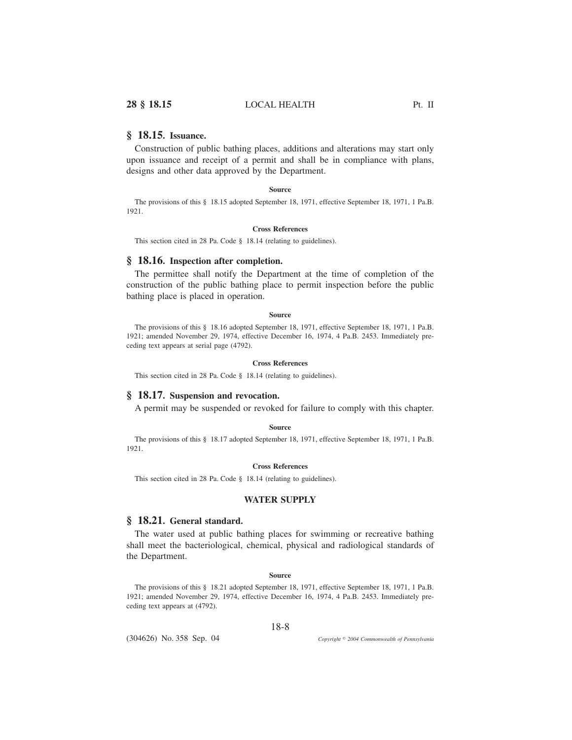## § 18.15. Issuance.

Construction of public bathing places, additions and alterations may start only upon issuance and receipt of a permit and shall be in compliance with plans, designs and other data approved by the Department.

**Source**

The provisions of this § 18.15 adopted September 18, 1971, effective September 18, 1971, 1 Pa.B. 1921.

**Cross References**

This section cited in 28 Pa. Code § 18.14 (relating to guidelines).

## § 18.16. Inspection after completion.

The permittee shall notify the Department at the time of completion of the construction of the public bathing place to permit inspection before the public bathing place is placed in operation.

**Source**

The provisions of this § 18.16 adopted September 18, 1971, effective September 18, 1971, 1 Pa.B. 1921; amended November 29, 1974, effective December 16, 1974, 4 Pa.B. 2453. Immediately preceding text appears at serial page (4792).

**Cross References**

This section cited in 28 Pa. Code § 18.14 (relating to guidelines).

## § 18.17. Suspension and revocation.

A permit may be suspended or revoked for failure to comply with this chapter.

**Source**

The provisions of this § 18.17 adopted September 18, 1971, effective September 18, 1971, 1 Pa.B. 1921.

**Cross References**

This section cited in 28 Pa. Code § 18.14 (relating to guidelines).

### WATER SUPPLY

## § 18.21. General standard.

The water used at public bathing places for swimming or recreative bathing shall meet the bacteriological, chemical, physical and radiological standards of the Department.

**Source**

The provisions of this § 18.21 adopted September 18, 1971, effective September 18, 1971, 1 Pa.B. 1921; amended November 29, 1974, effective December 16, 1974, 4 Pa.B. 2453. Immediately preceding text appears at (4792).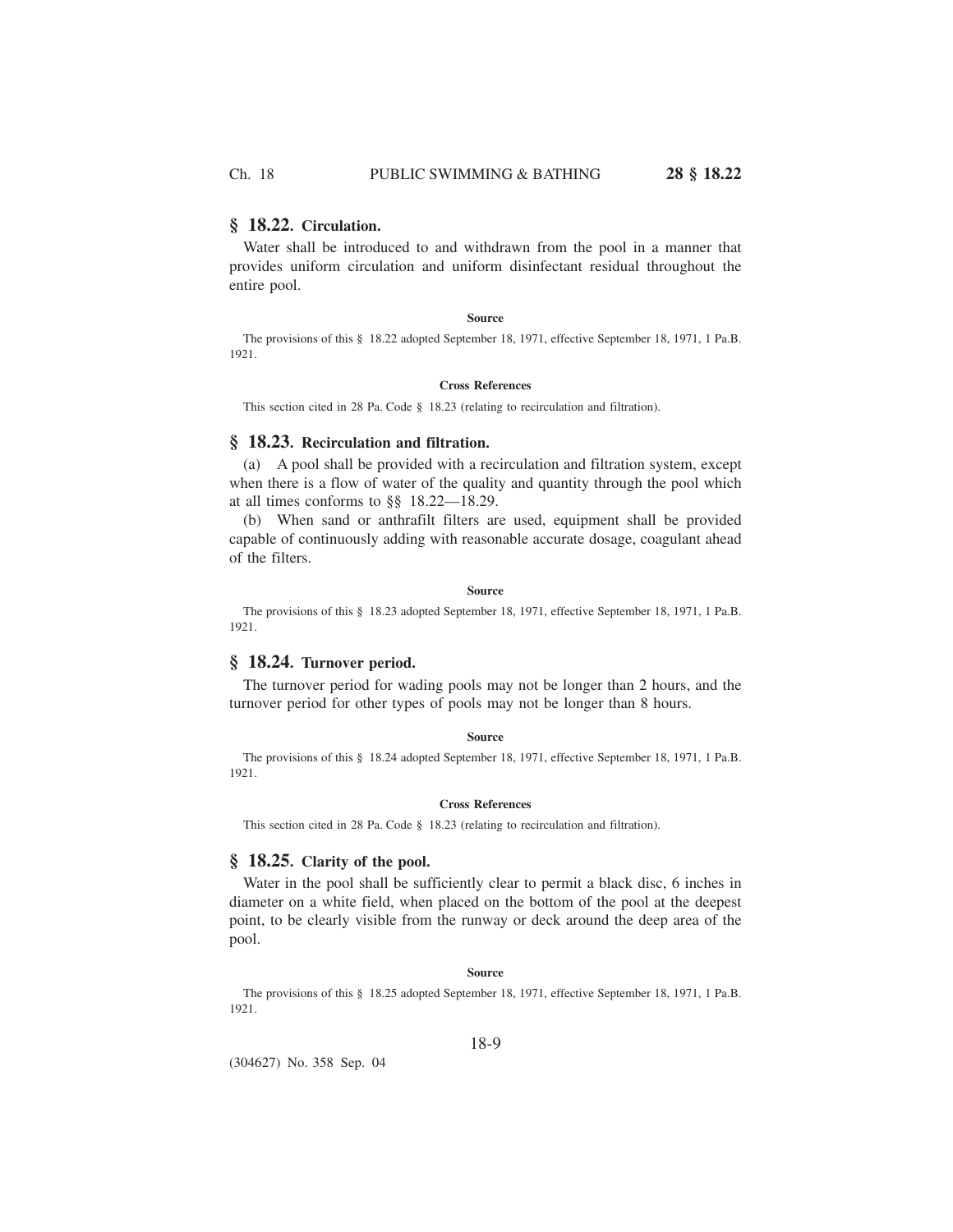## § 18.22. Circulation.

Water shall be introduced to and withdrawn from the pool in a manner that provides uniform circulation and uniform disinfectant residual throughout the entire pool.

**Source**

The provisions of this § 18.22 adopted September 18, 1971, effective September 18, 1971, 1 Pa.B. 1921.

**Cross References**

This section cited in 28 Pa. Code § 18.23 (relating to recirculation and filtration).

## § 18.23. Recirculation and filtration.

(a) A pool shall be provided with a recirculation and filtration system, except when there is a flow of water of the quality and quantity through the pool which at all times conforms to §§ 18.22—18.29.

(b) When sand or anthrafilt filters are used, equipment shall be provided capable of continuously adding with reasonable accurate dosage, coagulant ahead of the filters.

**Source**

The provisions of this § 18.23 adopted September 18, 1971, effective September 18, 1971, 1 Pa.B. 1921.

## § 18.24. Turnover period.

The turnover period for wading pools may not be longer than 2 hours, and the turnover period for other types of pools may not be longer than 8 hours.

**Source**

The provisions of this § 18.24 adopted September 18, 1971, effective September 18, 1971, 1 Pa.B. 1921.

**Cross References**

This section cited in 28 Pa. Code § 18.23 (relating to recirculation and filtration).

## § 18.25. Clarity of the pool.

Water in the pool shall be sufficiently clear to permit a black disc, 6 inches in diameter on a white field, when placed on the bottom of the pool at the deepest point, to be clearly visible from the runway or deck around the deep area of the pool.

**Source**

The provisions of this § 18.25 adopted September 18, 1971, effective September 18, 1971, 1 Pa.B. 1921.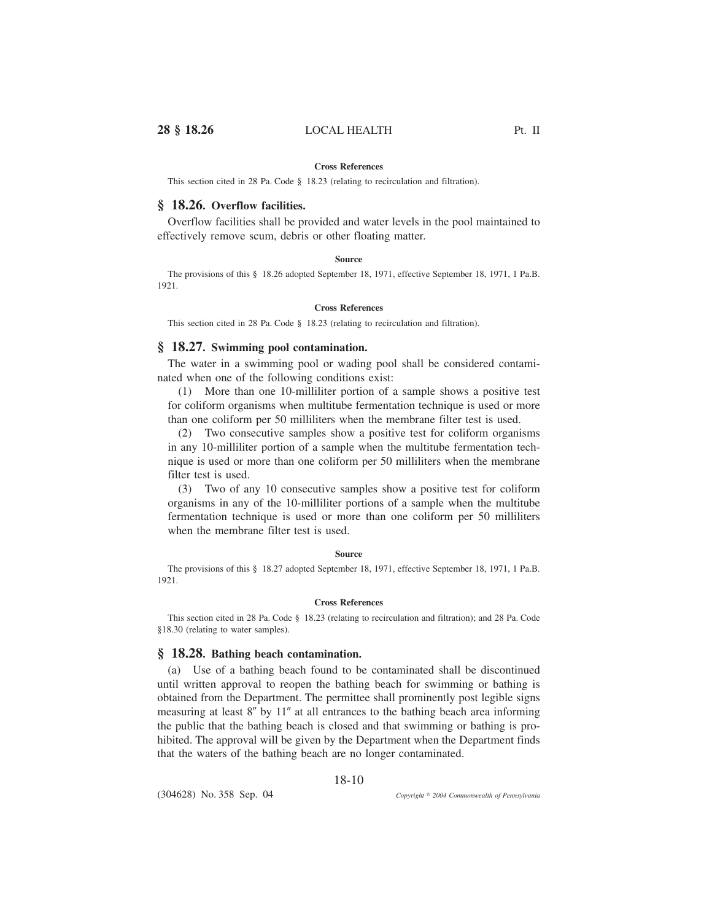#### Cross References

This section cited in 28 Pa. Code § 18.23 (relating to recirculation and filtration).

## § 18.26. Overflow facilities.

Overflow facilities shall be provided and water levels in the pool maintained to effectively remove scum, debris or other floating matter.

#### Source

The provisions of this § 18.26 adopted September 18, 1971, effective September 18, 1971, 1 Pa.B. 1921.

#### Cross References

This section cited in 28 Pa. Code § 18.23 (relating to recirculation and filtration).

## § 18.27. Swimming pool contamination.

The water in a swimming pool or wading pool shall be considered contaminated when one of the following conditions exist:

(1) More than one 10-milliliter portion of a sample shows a positive test for coliform organisms when multitube fermentation technique is used or more than one coliform per 50 milliliters when the membrane filter test is used.

(2) Two consecutive samples show a positive test for coliform organisms in any 10-milliliter portion of a sample when the multitube fermentation technique is used or more than one coliform per 50 milliliters when the membrane filter test is used.

(3) Two of any 10 consecutive samples show a positive test for coliform organisms in any of the 10-milliliter portions of a sample when the multitube fermentation technique is used or more than one coliform per 50 milliliters when the membrane filter test is used.

#### Source

The provisions of this § 18.27 adopted September 18, 1971, effective September 18, 1971, 1 Pa.B. 1921.

#### Cross References

This section cited in 28 Pa. Code § 18.23 (relating to recirculation and filtration); and 28 Pa. Code §18.30 (relating to water samples).

## § 18.28. Bathing beach contamination.

(a) Use of a bathing beach found to be contaminated shall be discontinued until written approval to reopen the bathing beach for swimming or bathing is obtained from the Department. The permittee shall prominently post legible signs measuring at least 8″ by 11″ at all entrances to the bathing beach area informing the public that the bathing beach is closed and that swimming or bathing is prohibited. The approval will be given by the Department when the Department finds that the waters of the bathing beach are no longer contaminated.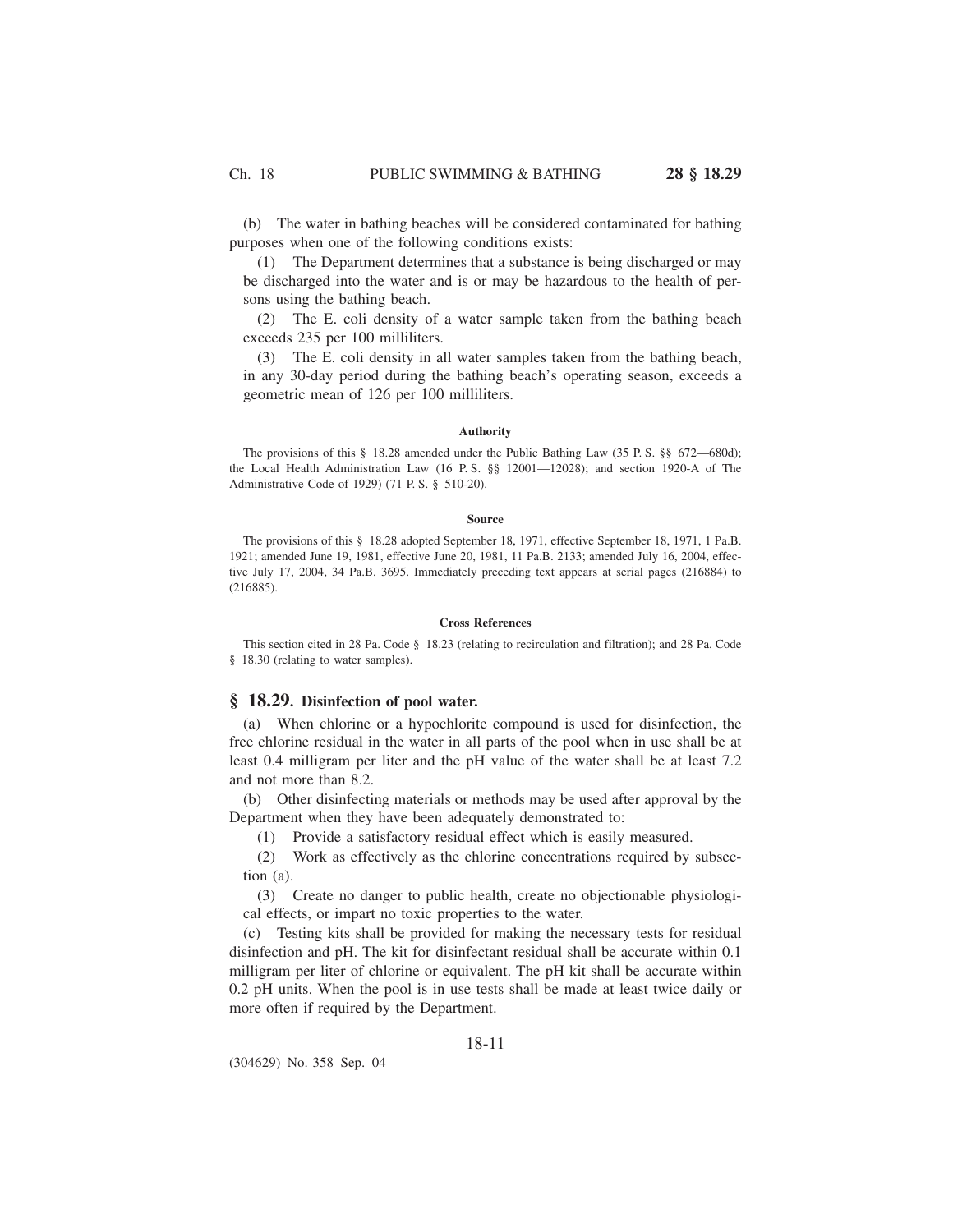(b) The water in bathing beaches will be considered contaminated for bathing purposes when one of the following conditions exists:

(1) The Department determines that a substance is being discharged or may be discharged into the water and is or may be hazardous to the health of persons using the bathing beach.

(2) The E. coli density of a water sample taken from the bathing beach exceeds 235 per 100 milliliters.

(3) The E. coli density in all water samples taken from the bathing beach, in any 30-day period during the bathing beach's operating season, exceeds a geometric mean of 126 per 100 milliliters.

#### Authority

The provisions of this § 18.28 amended under the Public Bathing Law (35 P. S. §§ 672—680d); the Local Health Administration Law (16 P. S. §§ 12001—12028); and section 1920-A of The Administrative Code of 1929) (71 P. S. § 510-20).

#### Source

The provisions of this § 18.28 adopted September 18, 1971, effective September 18, 1971, 1 Pa.B. 1921; amended June 19, 1981, effective June 20, 1981, 11 Pa.B. 2133; amended July 16, 2004, effective July 17, 2004, 34 Pa.B. 3695. Immediately preceding text appears at serial pages (216884) to (216885).

#### Cross References

This section cited in 28 Pa. Code § 18.23 (relating to recirculation and filtration); and 28 Pa. Code § 18.30 (relating to water samples).

## § 18.29. Disinfection of pool water.

(a) When chlorine or a hypochlorite compound is used for disinfection, the free chlorine residual in the water in all parts of the pool when in use shall be at least 0.4 milligram per liter and the pH value of the water shall be at least 7.2 and not more than 8.2.

(b) Other disinfecting materials or methods may be used after approval by the Department when they have been adequately demonstrated to:

(1) Provide a satisfactory residual effect which is easily measured.

(2) Work as effectively as the chlorine concentrations required by subsection (a).

(3) Create no danger to public health, create no objectionable physiological effects, or impart no toxic properties to the water.

(c) Testing kits shall be provided for making the necessary tests for residual disinfection and pH. The kit for disinfectant residual shall be accurate within 0.1 milligram per liter of chlorine or equivalent. The pH kit shall be accurate within 0.2 pH units. When the pool is in use tests shall be made at least twice daily or more often if required by the Department.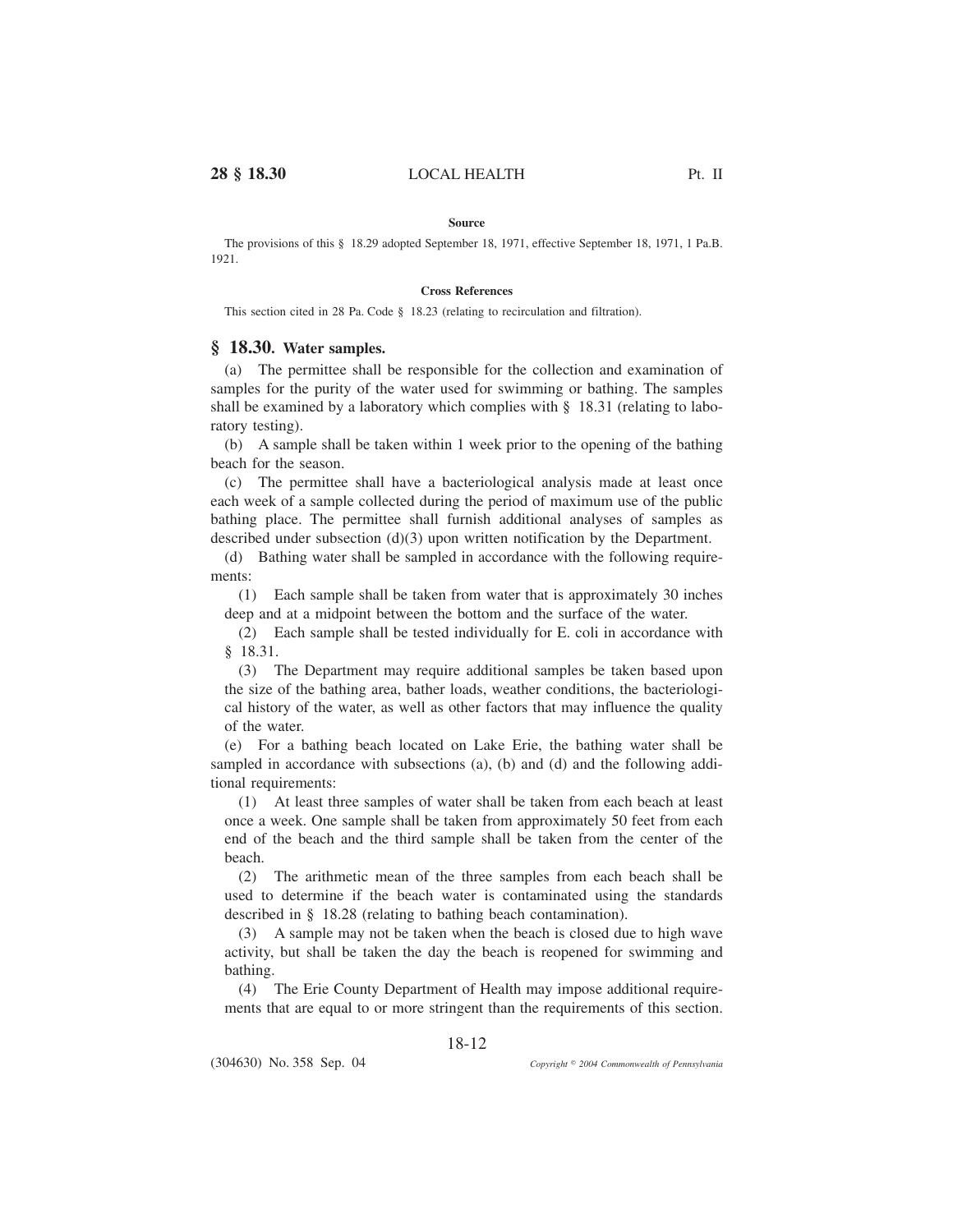#### Source

The provisions of this § 18.29 adopted September 18, 1971, effective September 18, 1971, 1 Pa.B. 1921.

#### Cross References

This section cited in 28 Pa. Code § 18.23 (relating to recirculation and filtration).

## § 18.30. Water samples.

(a) The permittee shall be responsible for the collection and examination of samples for the purity of the water used for swimming or bathing. The samples shall be examined by a laboratory which complies with § 18.31 (relating to laboratory testing).

(b) A sample shall be taken within 1 week prior to the opening of the bathing beach for the season.

(c) The permittee shall have a bacteriological analysis made at least once each week of a sample collected during the period of maximum use of the public bathing place. The permittee shall furnish additional analyses of samples as described under subsection (d)(3) upon written notification by the Department.

(d) Bathing water shall be sampled in accordance with the following requirements:

(1) Each sample shall be taken from water that is approximately 30 inches deep and at a midpoint between the bottom and the surface of the water.

(2) Each sample shall be tested individually for E. coli in accordance with § 18.31.

(3) The Department may require additional samples be taken based upon the size of the bathing area, bather loads, weather conditions, the bacteriological history of the water, as well as other factors that may influence the quality of the water.

(e) For a bathing beach located on Lake Erie, the bathing water shall be sampled in accordance with subsections (a), (b) and (d) and the following additional requirements:

(1) At least three samples of water shall be taken from each beach at least once a week. One sample shall be taken from approximately 50 feet from each end of the beach and the third sample shall be taken from the center of the beach.

(2) The arithmetic mean of the three samples from each beach shall be used to determine if the beach water is contaminated using the standards described in § 18.28 (relating to bathing beach contamination).

(3) A sample may not be taken when the beach is closed due to high wave activity, but shall be taken the day the beach is reopened for swimming and bathing.

(4) The Erie County Department of Health may impose additional requirements that are equal to or more stringent than the requirements of this section.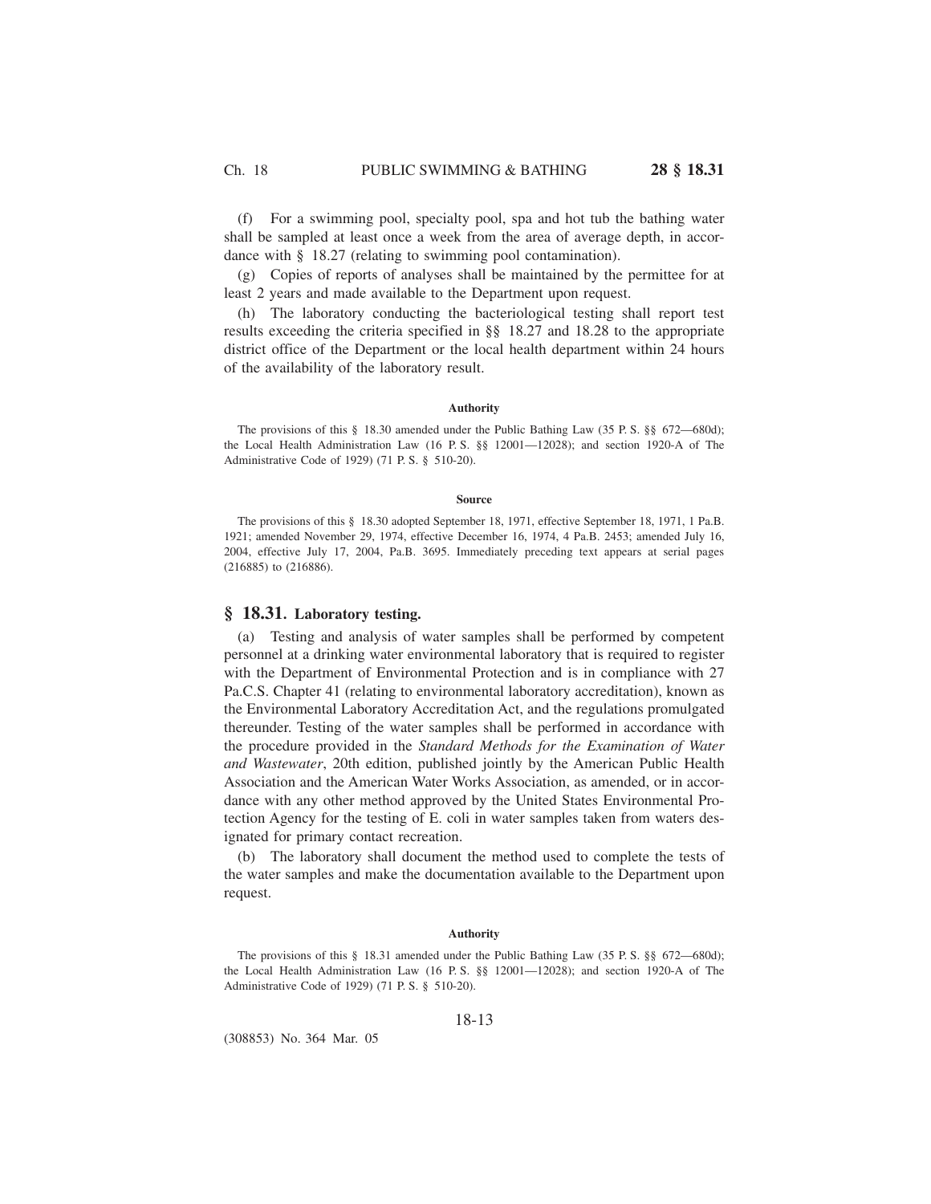(f) For a swimming pool, specialty pool, spa and hot tub the bathing water shall be sampled at least once a week from the area of average depth, in accordance with § 18.27 (relating to swimming pool contamination).

(g) Copies of reports of analyses shall be maintained by the permittee for at least 2 years and made available to the Department upon request.

(h) The laboratory conducting the bacteriological testing shall report test results exceeding the criteria specified in §§ 18.27 and 18.28 to the appropriate district office of the Department or the local health department within 24 hours of the availability of the laboratory result.

#### Authority

The provisions of this § 18.30 amended under the Public Bathing Law (35 P. S. §§ 672—680d); the Local Health Administration Law (16 P. S. §§ 12001—12028); and section 1920-A of The Administrative Code of 1929) (71 P. S. § 510-20).

#### Source

The provisions of this § 18.30 adopted September 18, 1971, effective September 18, 1971, 1 Pa.B. 1921; amended November 29, 1974, effective December 16, 1974, 4 Pa.B. 2453; amended July 16, 2004, effective July 17, 2004, Pa.B. 3695. Immediately preceding text appears at serial pages (216885) to (216886).

## § 18.31. Laboratory testing.

(a) Testing and analysis of water samples shall be performed by competent personnel at a drinking water environmental laboratory that is required to register with the Department of Environmental Protection and is in compliance with 27 Pa.C.S. Chapter 41 (relating to environmental laboratory accreditation), known as the Environmental Laboratory Accreditation Act, and the regulations promulgated thereunder. Testing of the water samples shall be performed in accordance with the procedure provided in the *Standard Methods for the Examination of Water and Wastewater*, 20th edition, published jointly by the American Public Health Association and the American Water Works Association, as amended, or in accordance with any other method approved by the United States Environmental Protection Agency for the testing of E. coli in water samples taken from waters designated for primary contact recreation.

(b) The laboratory shall document the method used to complete the tests of the water samples and make the documentation available to the Department upon request.

#### Authority

The provisions of this § 18.31 amended under the Public Bathing Law (35 P. S. §§ 672—680d); the Local Health Administration Law (16 P. S. §§ 12001—12028); and section 1920-A of The Administrative Code of 1929) (71 P. S. § 510-20).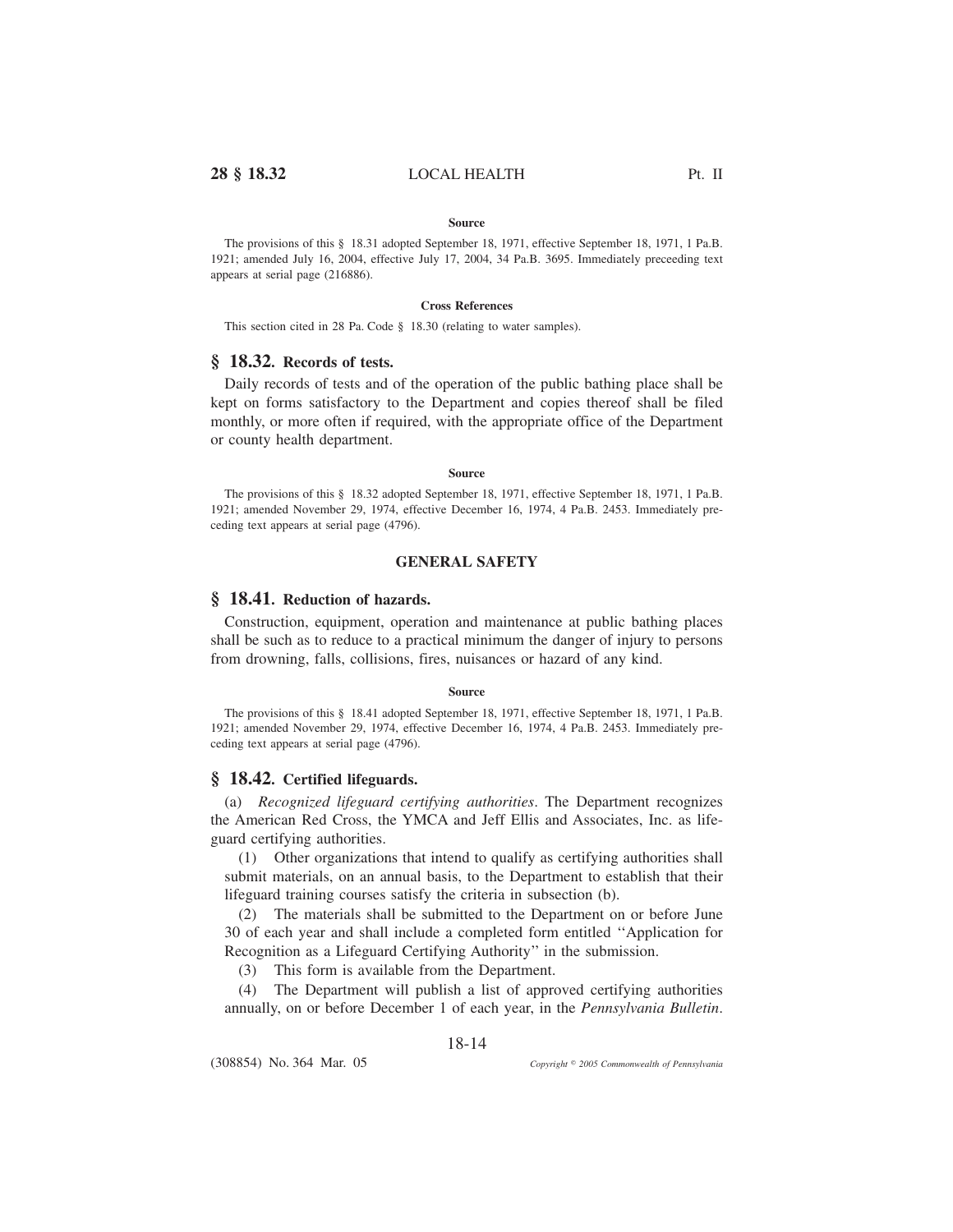#### Source

The provisions of this § 18.31 adopted September 18, 1971, effective September 18, 1971, 1 Pa.B. 1921; amended July 16, 2004, effective July 17, 2004, 34 Pa.B. 3695. Immediately preceeding text appears at serial page (216886).

#### Cross References

This section cited in 28 Pa. Code § 18.30 (relating to water samples).

## § 18.32. Records of tests.

Daily records of tests and of the operation of the public bathing place shall be kept on forms satisfactory to the Department and copies thereof shall be filed monthly, or more often if required, with the appropriate office of the Department or county health department.

#### Source

The provisions of this § 18.32 adopted September 18, 1971, effective September 18, 1971, 1 Pa.B. 1921; amended November 29, 1974, effective December 16, 1974, 4 Pa.B. 2453. Immediately preceding text appears at serial page (4796).

### GENERAL SAFETY

## § 18.41. Reduction of hazards.

Construction, equipment, operation and maintenance at public bathing places shall be such as to reduce to a practical minimum the danger of injury to persons from drowning, falls, collisions, fires, nuisances or hazard of any kind.

#### Source

The provisions of this § 18.41 adopted September 18, 1971, effective September 18, 1971, 1 Pa.B. 1921; amended November 29, 1974, effective December 16, 1974, 4 Pa.B. 2453. Immediately preceding text appears at serial page (4796).

## § 18.42. Certified lifeguards.

(a) *Recognized lifeguard certifying authorities*. The Department recognizes the American Red Cross, the YMCA and Jeff Ellis and Associates, Inc. as lifeguard certifying authorities.

(1) Other organizations that intend to qualify as certifying authorities shall submit materials, on an annual basis, to the Department to establish that their lifeguard training courses satisfy the criteria in subsection (b).

(2) The materials shall be submitted to the Department on or before June 30 of each year and shall include a completed form entitled ''Application for Recognition as a Lifeguard Certifying Authority'' in the submission.

(3) This form is available from the Department.

(4) The Department will publish a list of approved certifying authorities annually, on or before December 1 of each year, in the *Pennsylvania Bulletin*.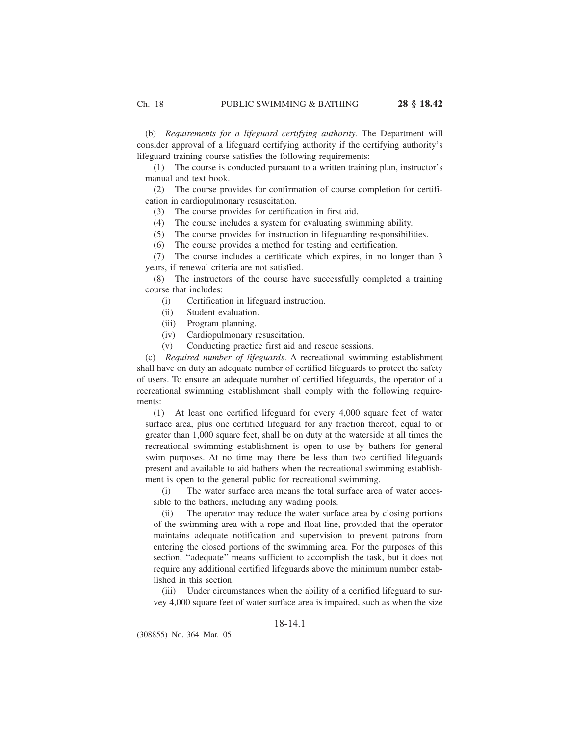(b) *Requirements for a lifeguard certifying authority*. The Department will consider approval of a lifeguard certifying authority if the certifying authority's lifeguard training course satisfies the following requirements:

(1) The course is conducted pursuant to a written training plan, instructor's manual and text book.

(2) The course provides for confirmation of course completion for certification in cardiopulmonary resuscitation.

(3) The course provides for certification in first aid.

(4) The course includes a system for evaluating swimming ability.

(5) The course provides for instruction in lifeguarding responsibilities.

(6) The course provides a method for testing and certification.

(7) The course includes a certificate which expires, in no longer than 3 years, if renewal criteria are not satisfied.

(8) The instructors of the course have successfully completed a training course that includes:

(i) Certification in lifeguard instruction.

(ii) Student evaluation.

(iii) Program planning.

(iv) Cardiopulmonary resuscitation.

(v) Conducting practice first aid and rescue sessions.

(c) *Required number of lifeguards*. A recreational swimming establishment shall have on duty an adequate number of certified lifeguards to protect the safety of users. To ensure an adequate number of certified lifeguards, the operator of a recreational swimming establishment shall comply with the following requirements:

(1) At least one certified lifeguard for every 4,000 square feet of water surface area, plus one certified lifeguard for any fraction thereof, equal to or greater than 1,000 square feet, shall be on duty at the waterside at all times the recreational swimming establishment is open to use by bathers for general swim purposes. At no time may there be less than two certified lifeguards present and available to aid bathers when the recreational swimming establishment is open to the general public for recreational swimming.

(i) The water surface area means the total surface area of water accessible to the bathers, including any wading pools.

(ii) The operator may reduce the water surface area by closing portions of the swimming area with a rope and float line, provided that the operator maintains adequate notification and supervision to prevent patrons from entering the closed portions of the swimming area. For the purposes of this section, ''adequate'' means sufficient to accomplish the task, but it does not require any additional certified lifeguards above the minimum number established in this section.

(iii) Under circumstances when the ability of a certified lifeguard to survey 4,000 square feet of water surface area is impaired, such as when the size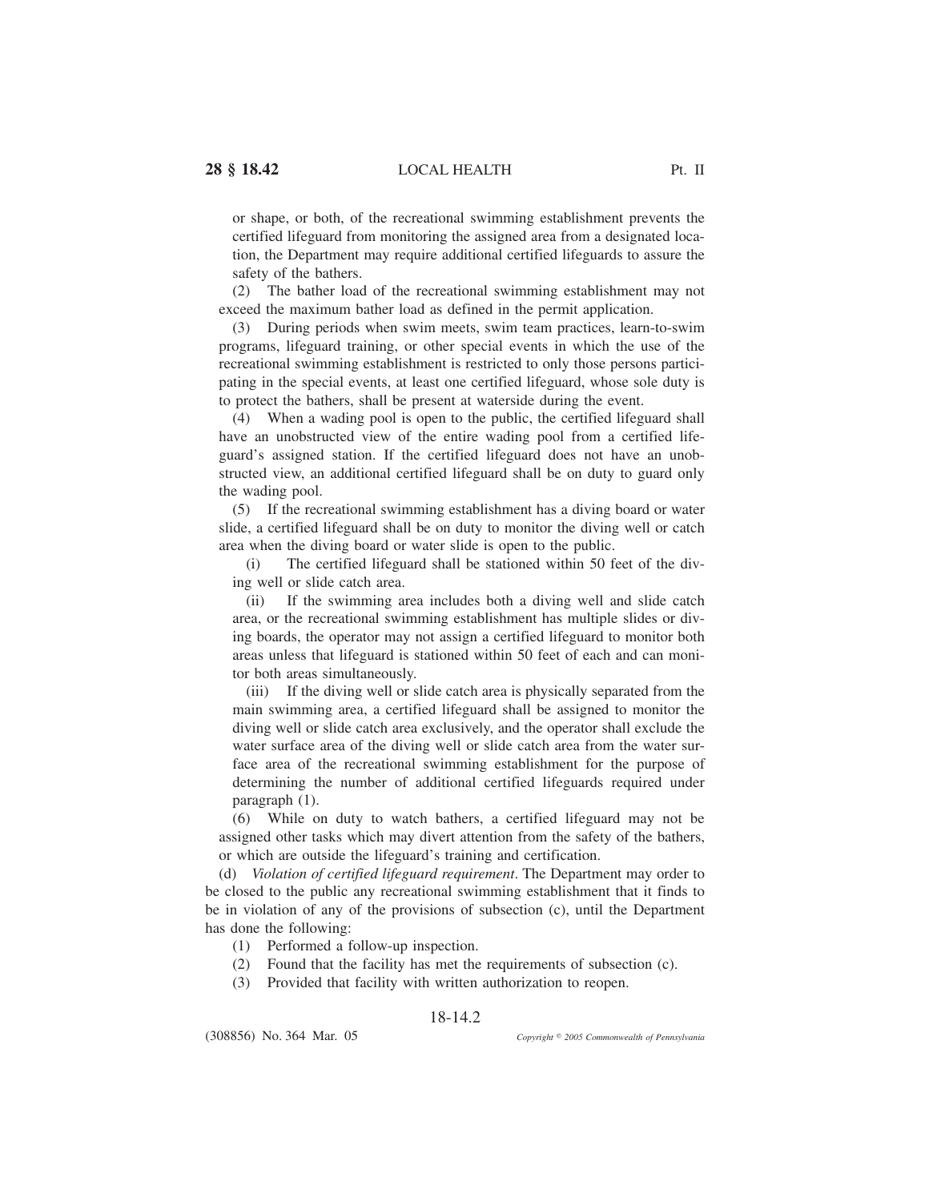or shape, or both, of the recreational swimming establishment prevents the certified lifeguard from monitoring the assigned area from a designated location, the Department may require additional certified lifeguards to assure the safety of the bathers.

(2) The bather load of the recreational swimming establishment may not exceed the maximum bather load as defined in the permit application.

(3) During periods when swim meets, swim team practices, learn-to-swim programs, lifeguard training, or other special events in which the use of the recreational swimming establishment is restricted to only those persons participating in the special events, at least one certified lifeguard, whose sole duty is to protect the bathers, shall be present at waterside during the event.

(4) When a wading pool is open to the public, the certified lifeguard shall have an unobstructed view of the entire wading pool from a certified lifeguard's assigned station. If the certified lifeguard does not have an unobstructed view, an additional certified lifeguard shall be on duty to guard only the wading pool.

(5) If the recreational swimming establishment has a diving board or water slide, a certified lifeguard shall be on duty to monitor the diving well or catch area when the diving board or water slide is open to the public.

(i) The certified lifeguard shall be stationed within 50 feet of the diving well or slide catch area.

(ii) If the swimming area includes both a diving well and slide catch area, or the recreational swimming establishment has multiple slides or diving boards, the operator may not assign a certified lifeguard to monitor both areas unless that lifeguard is stationed within 50 feet of each and can monitor both areas simultaneously.

(iii) If the diving well or slide catch area is physically separated from the main swimming area, a certified lifeguard shall be assigned to monitor the diving well or slide catch area exclusively, and the operator shall exclude the water surface area of the diving well or slide catch area from the water surface area of the recreational swimming establishment for the purpose of determining the number of additional certified lifeguards required under paragraph (1).

(6) While on duty to watch bathers, a certified lifeguard may not be assigned other tasks which may divert attention from the safety of the bathers, or which are outside the lifeguard's training and certification.

(d) *Violation of certified lifeguard requirement*. The Department may order to be closed to the public any recreational swimming establishment that it finds to be in violation of any of the provisions of subsection (c), until the Department has done the following:

(1) Performed a follow-up inspection.

(2) Found that the facility has met the requirements of subsection (c).

(3) Provided that facility with written authorization to reopen.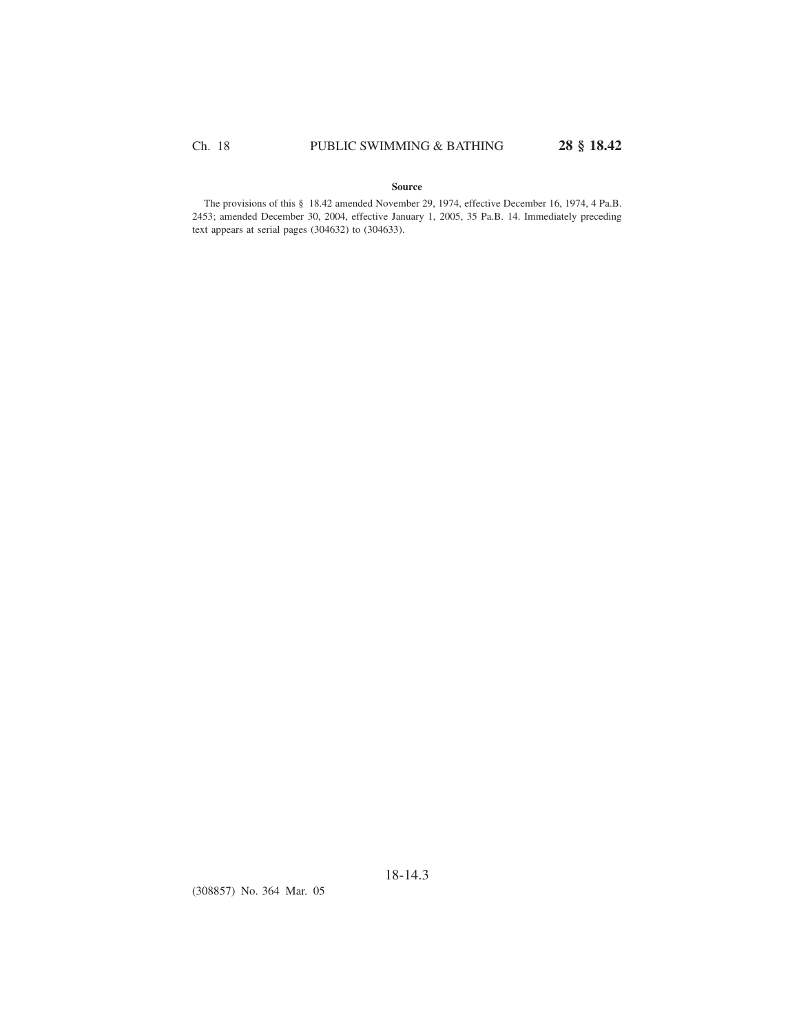**Source**

The provisions of this § 18.42 amended November 29, 1974, effective December 16, 1974, 4 Pa.B. 2453; amended December 30, 2004, effective January 1, 2005, 35 Pa.B. 14. Immediately preceding text appears at serial pages (304632) to (304633).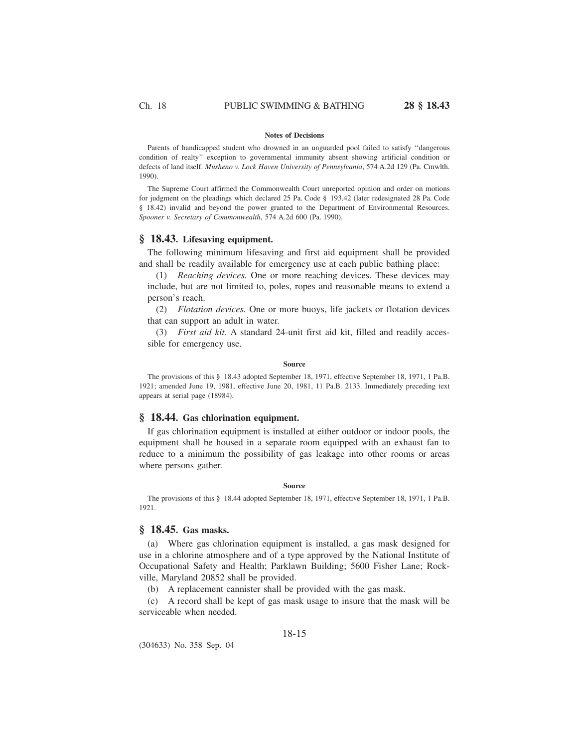#### Notes of Decisions

Parents of handicapped student who drowned in an unguarded pool failed to satisfy ''dangerous condition of realty'' exception to governmental immunity absent showing artificial condition or defects of land itself. *Musheno v. Lock Haven University of Pennsylvania*, 574 A.2d 129 (Pa. Cmwlth. 1990).

The Supreme Court affirmed the Commonwealth Court unreported opinion and order on motions for judgment on the pleadings which declared 25 Pa. Code § 193.42 (later redesignated 28 Pa. Code § 18.42) invalid and beyond the power granted to the Department of Environmental Resources. *Spooner v. Secretary of Commonwealth*, 574 A.2d 600 (Pa. 1990).

## § 18.43. Lifesaving equipment.

The following minimum lifesaving and first aid equipment shall be provided and shall be readily available for emergency use at each public bathing place:

(1) *Reaching devices.* One or more reaching devices. These devices may include, but are not limited to, poles, ropes and reasonable means to extend a person's reach.

(2) *Flotation devices.* One or more buoys, life jackets or flotation devices that can support an adult in water.

(3) *First aid kit.* A standard 24-unit first aid kit, filled and readily accessible for emergency use.

#### Source

The provisions of this § 18.43 adopted September 18, 1971, effective September 18, 1971, 1 Pa.B. 1921; amended June 19, 1981, effective June 20, 1981, 11 Pa.B. 2133. Immediately preceding text appears at serial page (18984).

## § 18.44. Gas chlorination equipment.

If gas chlorination equipment is installed at either outdoor or indoor pools, the equipment shall be housed in a separate room equipped with an exhaust fan to reduce to a minimum the possibility of gas leakage into other rooms or areas where persons gather.

#### Source

The provisions of this § 18.44 adopted September 18, 1971, effective September 18, 1971, 1 Pa.B. 1921.

## § 18.45. Gas masks.

(a) Where gas chlorination equipment is installed, a gas mask designed for use in a chlorine atmosphere and of a type approved by the National Institute of Occupational Safety and Health; Parklawn Building; 5600 Fisher Lane; Rockville, Maryland 20852 shall be provided.

(b) A replacement cannister shall be provided with the gas mask.

(c) A record shall be kept of gas mask usage to insure that the mask will be serviceable when needed.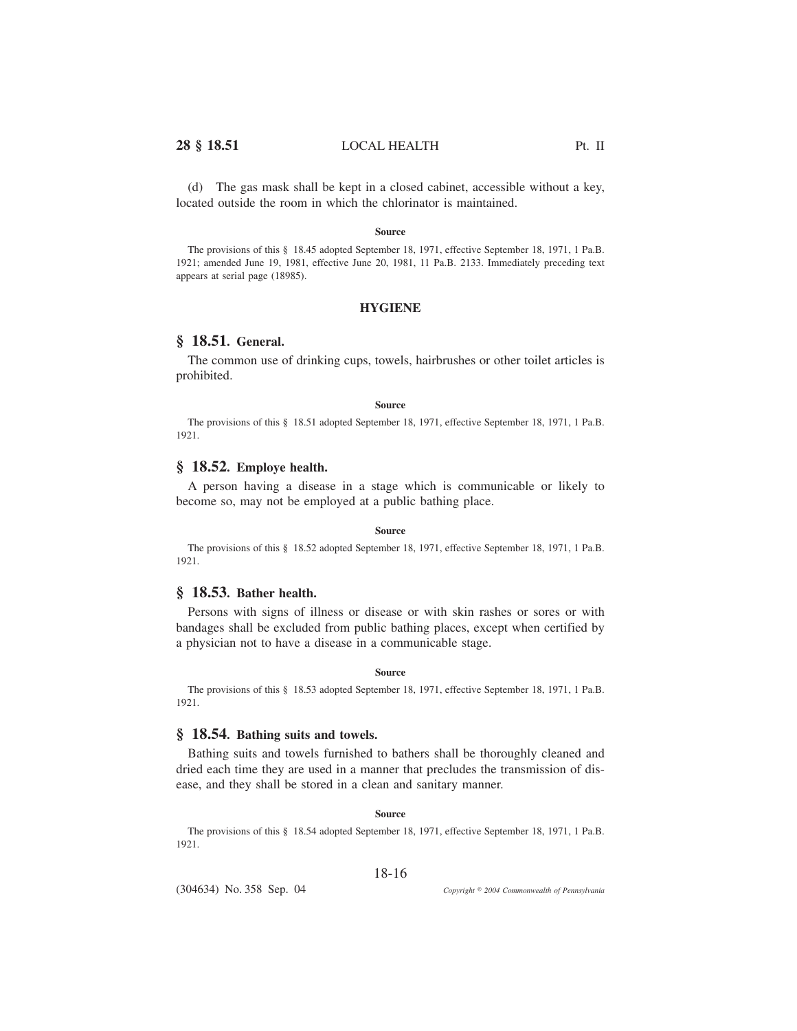(d) The gas mask shall be kept in a closed cabinet, accessible without a key, located outside the room in which the chlorinator is maintained.

**Source**

The provisions of this § 18.45 adopted September 18, 1971, effective September 18, 1971, 1 Pa.B. 1921; amended June 19, 1981, effective June 20, 1981, 11 Pa.B. 2133. Immediately preceding text appears at serial page (18985).

## HYGIENE

### § 18.51. General.

The common use of drinking cups, towels, hairbrushes or other toilet articles is prohibited.

**Source**

The provisions of this § 18.51 adopted September 18, 1971, effective September 18, 1971, 1 Pa.B. 1921.

### § 18.52. Employe health.

A person having a disease in a stage which is communicable or likely to become so, may not be employed at a public bathing place.

**Source**

The provisions of this § 18.52 adopted September 18, 1971, effective September 18, 1971, 1 Pa.B. 1921.

### § 18.53. Bather health.

Persons with signs of illness or disease or with skin rashes or sores or with bandages shall be excluded from public bathing places, except when certified by a physician not to have a disease in a communicable stage.

**Source**

The provisions of this § 18.53 adopted September 18, 1971, effective September 18, 1971, 1 Pa.B. 1921.

### § 18.54. Bathing suits and towels.

Bathing suits and towels furnished to bathers shall be thoroughly cleaned and dried each time they are used in a manner that precludes the transmission of disease, and they shall be stored in a clean and sanitary manner.

**Source**

The provisions of this § 18.54 adopted September 18, 1971, effective September 18, 1971, 1 Pa.B. 1921.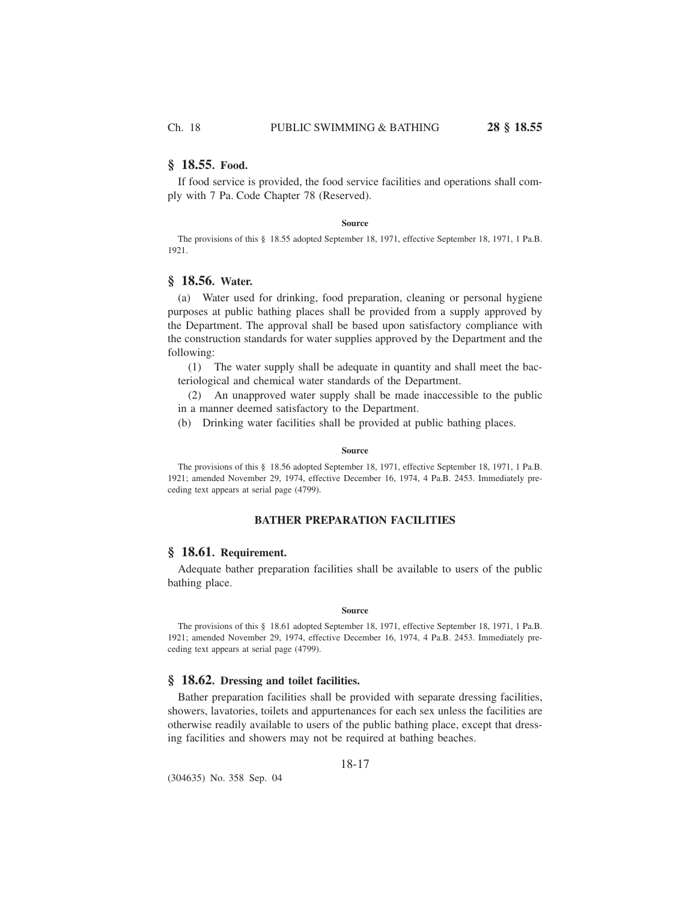## § 18.55. Food.

If food service is provided, the food service facilities and operations shall comply with 7 Pa. Code Chapter 78 (Reserved).

**Source**

The provisions of this § 18.55 adopted September 18, 1971, effective September 18, 1971, 1 Pa.B. 1921.

## § 18.56. Water.

(a) Water used for drinking, food preparation, cleaning or personal hygiene purposes at public bathing places shall be provided from a supply approved by the Department. The approval shall be based upon satisfactory compliance with the construction standards for water supplies approved by the Department and the following:

(1) The water supply shall be adequate in quantity and shall meet the bacteriological and chemical water standards of the Department.

(2) An unapproved water supply shall be made inaccessible to the public in a manner deemed satisfactory to the Department.

(b) Drinking water facilities shall be provided at public bathing places.

**Source**

The provisions of this § 18.56 adopted September 18, 1971, effective September 18, 1971, 1 Pa.B. 1921; amended November 29, 1974, effective December 16, 1974, 4 Pa.B. 2453. Immediately preceding text appears at serial page (4799).

### BATHER PREPARATION FACILITIES

## § 18.61. Requirement.

Adequate bather preparation facilities shall be available to users of the public bathing place.

**Source**

The provisions of this § 18.61 adopted September 18, 1971, effective September 18, 1971, 1 Pa.B. 1921; amended November 29, 1974, effective December 16, 1974, 4 Pa.B. 2453. Immediately preceding text appears at serial page (4799).

## § 18.62. Dressing and toilet facilities.

Bather preparation facilities shall be provided with separate dressing facilities, showers, lavatories, toilets and appurtenances for each sex unless the facilities are otherwise readily available to users of the public bathing place, except that dressing facilities and showers may not be required at bathing beaches.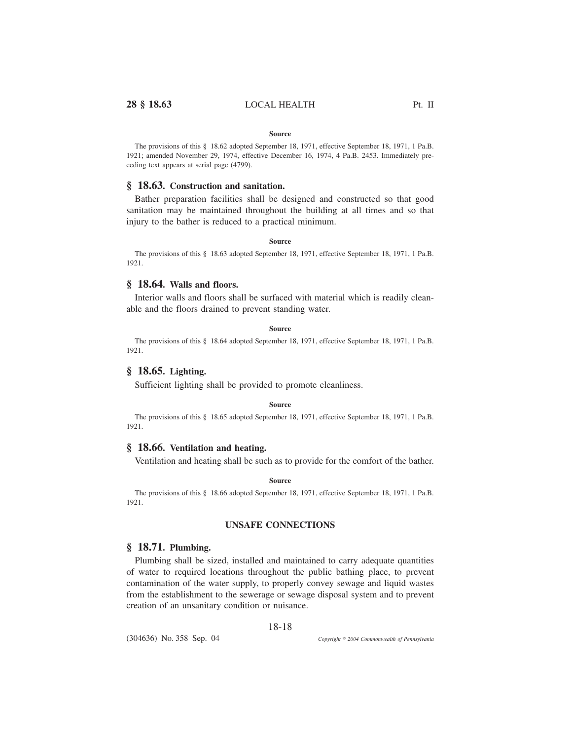#### Source

The provisions of this § 18.62 adopted September 18, 1971, effective September 18, 1971, 1 Pa.B. 1921; amended November 29, 1974, effective December 16, 1974, 4 Pa.B. 2453. Immediately preceding text appears at serial page (4799).

## § 18.63. Construction and sanitation.

Bather preparation facilities shall be designed and constructed so that good sanitation may be maintained throughout the building at all times and so that injury to the bather is reduced to a practical minimum.

#### Source

The provisions of this § 18.63 adopted September 18, 1971, effective September 18, 1971, 1 Pa.B. 1921.

## § 18.64. Walls and floors.

Interior walls and floors shall be surfaced with material which is readily cleanable and the floors drained to prevent standing water.

#### Source

The provisions of this § 18.64 adopted September 18, 1971, effective September 18, 1971, 1 Pa.B. 1921.

## § 18.65. Lighting.

Sufficient lighting shall be provided to promote cleanliness.

#### Source

The provisions of this § 18.65 adopted September 18, 1971, effective September 18, 1971, 1 Pa.B. 1921.

## § 18.66. Ventilation and heating.

Ventilation and heating shall be such as to provide for the comfort of the bather.

#### Source

The provisions of this § 18.66 adopted September 18, 1971, effective September 18, 1971, 1 Pa.B. 1921.

### UNSAFE CONNECTIONS

## § 18.71. Plumbing.

Plumbing shall be sized, installed and maintained to carry adequate quantities of water to required locations throughout the public bathing place, to prevent contamination of the water supply, to properly convey sewage and liquid wastes from the establishment to the sewerage or sewage disposal system and to prevent creation of an unsanitary condition or nuisance.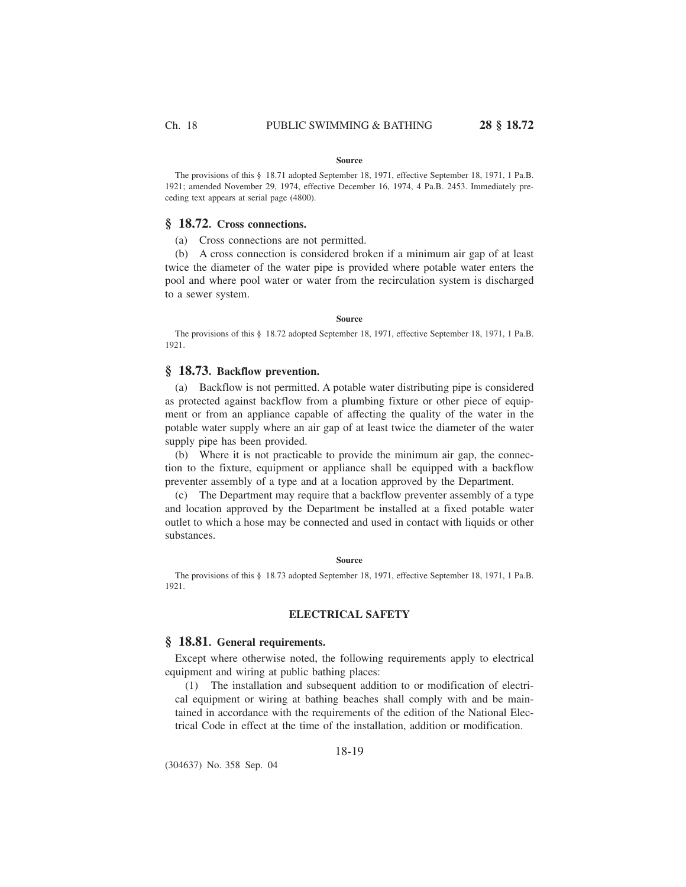#### Source

The provisions of this § 18.71 adopted September 18, 1971, effective September 18, 1971, 1 Pa.B. 1921; amended November 29, 1974, effective December 16, 1974, 4 Pa.B. 2453. Immediately preceding text appears at serial page (4800).

## § 18.72. Cross connections.

(a) Cross connections are not permitted.

(b) A cross connection is considered broken if a minimum air gap of at least twice the diameter of the water pipe is provided where potable water enters the pool and where pool water or water from the recirculation system is discharged to a sewer system.

#### Source

The provisions of this § 18.72 adopted September 18, 1971, effective September 18, 1971, 1 Pa.B. 1921.

## § 18.73. Backflow prevention.

(a) Backflow is not permitted. A potable water distributing pipe is considered as protected against backflow from a plumbing fixture or other piece of equipment or from an appliance capable of affecting the quality of the water in the potable water supply where an air gap of at least twice the diameter of the water supply pipe has been provided.

(b) Where it is not practicable to provide the minimum air gap, the connection to the fixture, equipment or appliance shall be equipped with a backflow preventer assembly of a type and at a location approved by the Department.

(c) The Department may require that a backflow preventer assembly of a type and location approved by the Department be installed at a fixed potable water outlet to which a hose may be connected and used in contact with liquids or other substances.

#### Source

The provisions of this § 18.73 adopted September 18, 1971, effective September 18, 1971, 1 Pa.B. 1921.

### ELECTRICAL SAFETY

## § 18.81. General requirements.

Except where otherwise noted, the following requirements apply to electrical equipment and wiring at public bathing places:

(1) The installation and subsequent addition to or modification of electrical equipment or wiring at bathing beaches shall comply with and be maintained in accordance with the requirements of the edition of the National Electrical Code in effect at the time of the installation, addition or modification.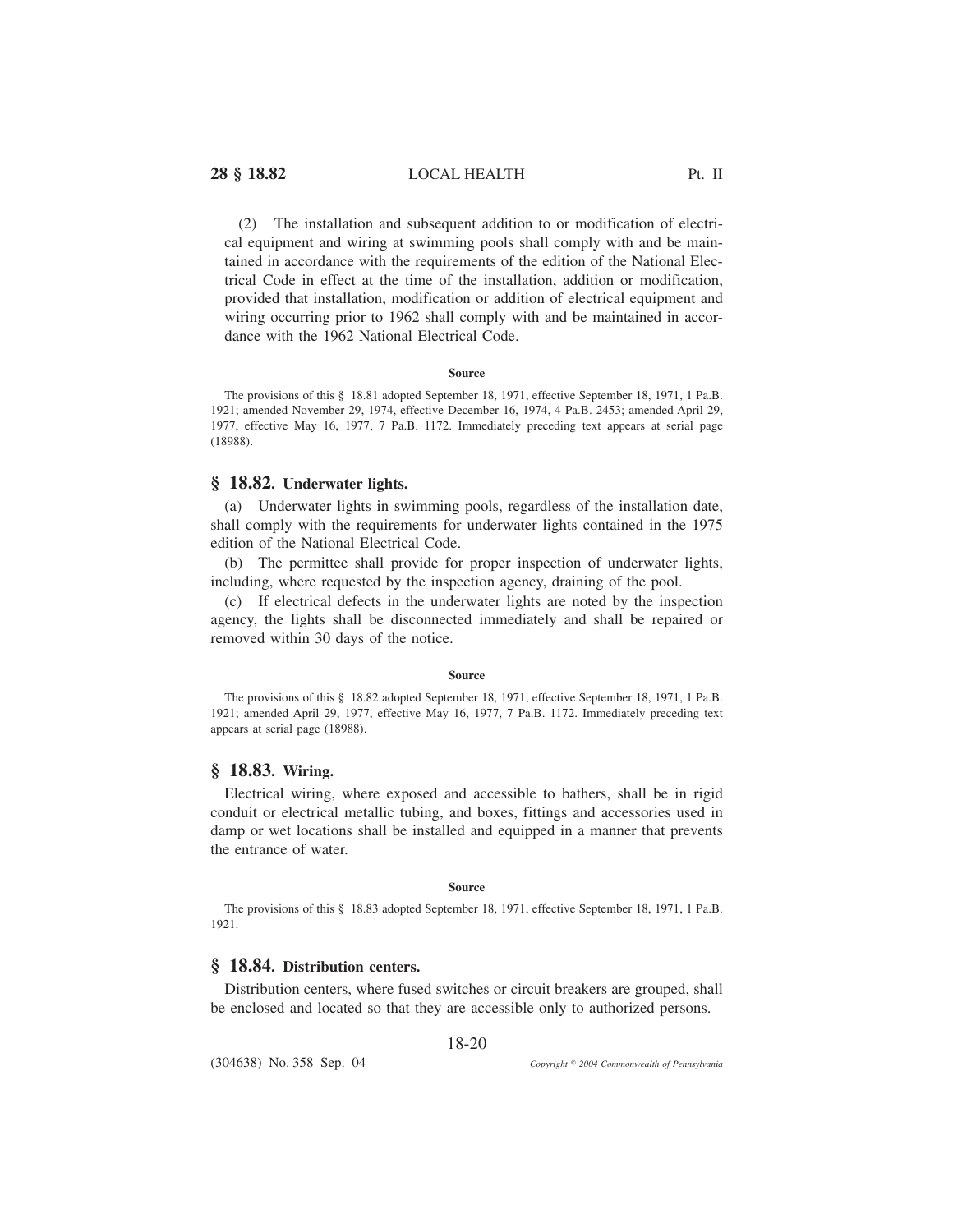(2) The installation and subsequent addition to or modification of electrical equipment and wiring at swimming pools shall comply with and be maintained in accordance with the requirements of the edition of the National Electrical Code in effect at the time of the installation, addition or modification, provided that installation, modification or addition of electrical equipment and wiring occurring prior to 1962 shall comply with and be maintained in accordance with the 1962 National Electrical Code.

**Source**

The provisions of this § 18.81 adopted September 18, 1971, effective September 18, 1971, 1 Pa.B. 1921; amended November 29, 1974, effective December 16, 1974, 4 Pa.B. 2453; amended April 29, 1977, effective May 16, 1977, 7 Pa.B. 1172. Immediately preceding text appears at serial page (18988).

## § 18.82. Underwater lights.

(a) Underwater lights in swimming pools, regardless of the installation date, shall comply with the requirements for underwater lights contained in the 1975 edition of the National Electrical Code.

(b) The permittee shall provide for proper inspection of underwater lights, including, where requested by the inspection agency, draining of the pool.

(c) If electrical defects in the underwater lights are noted by the inspection agency, the lights shall be disconnected immediately and shall be repaired or removed within 30 days of the notice.

**Source**

The provisions of this § 18.82 adopted September 18, 1971, effective September 18, 1971, 1 Pa.B. 1921; amended April 29, 1977, effective May 16, 1977, 7 Pa.B. 1172. Immediately preceding text appears at serial page (18988).

## § 18.83. Wiring.

Electrical wiring, where exposed and accessible to bathers, shall be in rigid conduit or electrical metallic tubing, and boxes, fittings and accessories used in damp or wet locations shall be installed and equipped in a manner that prevents the entrance of water.

**Source**

The provisions of this § 18.83 adopted September 18, 1971, effective September 18, 1971, 1 Pa.B. 1921.

## § 18.84. Distribution centers.

Distribution centers, where fused switches or circuit breakers are grouped, shall be enclosed and located so that they are accessible only to authorized persons.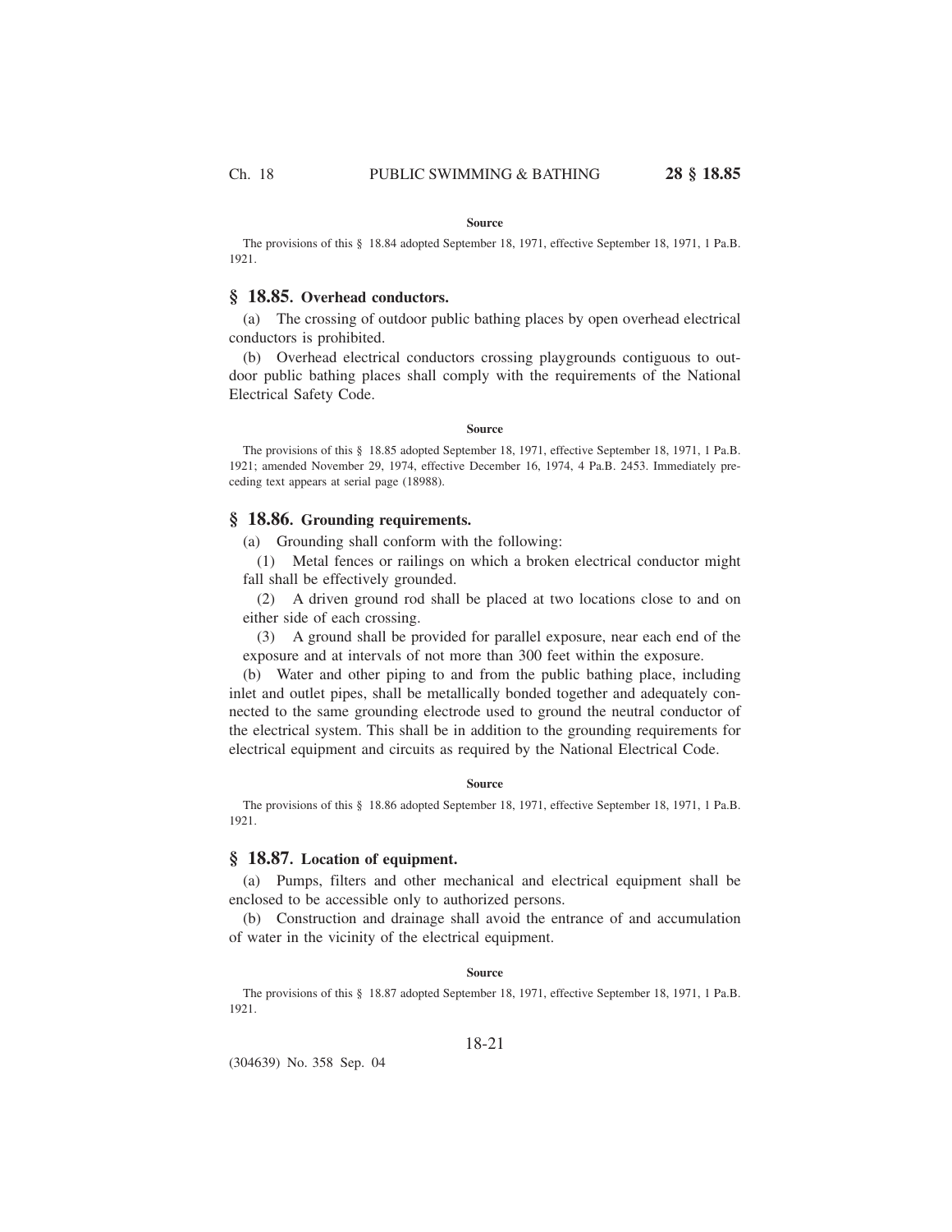**Source**

The provisions of this § 18.84 adopted September 18, 1971, effective September 18, 1971, 1 Pa.B. 1921.

## § 18.85. Overhead conductors.

(a) The crossing of outdoor public bathing places by open overhead electrical conductors is prohibited.

(b) Overhead electrical conductors crossing playgrounds contiguous to outdoor public bathing places shall comply with the requirements of the National Electrical Safety Code.

**Source**

The provisions of this § 18.85 adopted September 18, 1971, effective September 18, 1971, 1 Pa.B. 1921; amended November 29, 1974, effective December 16, 1974, 4 Pa.B. 2453. Immediately preceding text appears at serial page (18988).

## § 18.86. Grounding requirements.

(a) Grounding shall conform with the following:

(1) Metal fences or railings on which a broken electrical conductor might fall shall be effectively grounded.

(2) A driven ground rod shall be placed at two locations close to and on either side of each crossing.

(3) A ground shall be provided for parallel exposure, near each end of the exposure and at intervals of not more than 300 feet within the exposure.

(b) Water and other piping to and from the public bathing place, including inlet and outlet pipes, shall be metallically bonded together and adequately connected to the same grounding electrode used to ground the neutral conductor of the electrical system. This shall be in addition to the grounding requirements for electrical equipment and circuits as required by the National Electrical Code.

**Source**

The provisions of this § 18.86 adopted September 18, 1971, effective September 18, 1971, 1 Pa.B. 1921.

## § 18.87. Location of equipment.

(a) Pumps, filters and other mechanical and electrical equipment shall be enclosed to be accessible only to authorized persons.

(b) Construction and drainage shall avoid the entrance of and accumulation of water in the vicinity of the electrical equipment.

**Source**

The provisions of this § 18.87 adopted September 18, 1971, effective September 18, 1971, 1 Pa.B. 1921.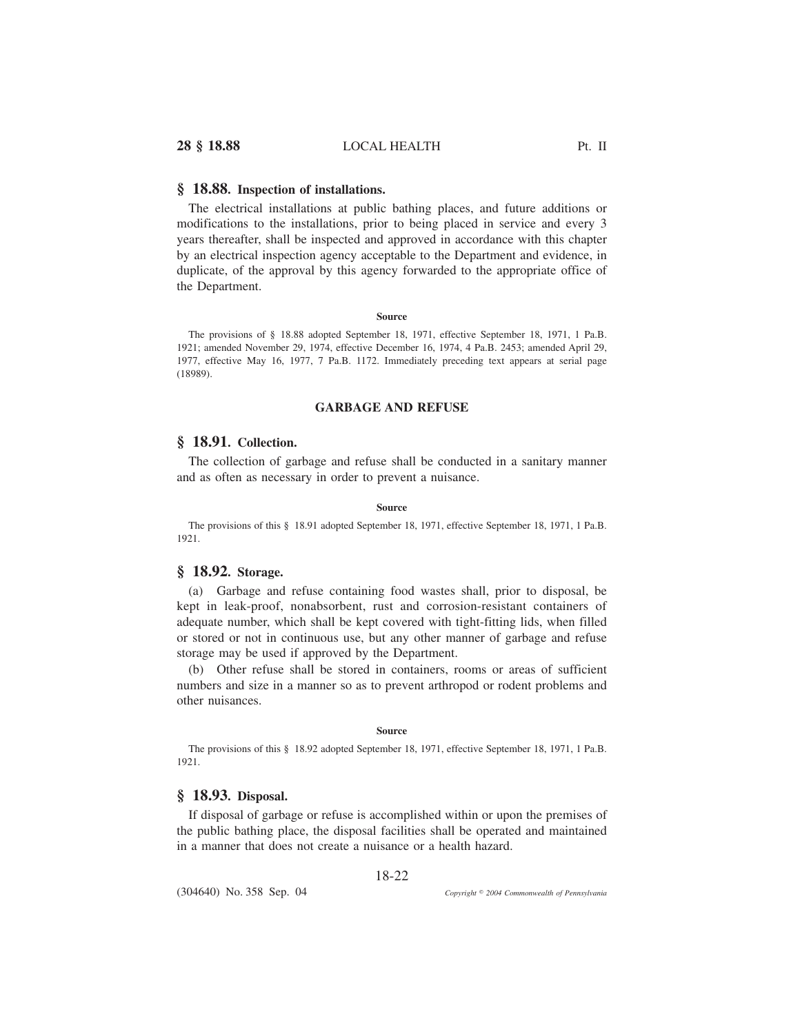## § 18.88. Inspection of installations.

The electrical installations at public bathing places, and future additions or modifications to the installations, prior to being placed in service and every 3 years thereafter, shall be inspected and approved in accordance with this chapter by an electrical inspection agency acceptable to the Department and evidence, in duplicate, of the approval by this agency forwarded to the appropriate office of the Department.

**Source**

The provisions of § 18.88 adopted September 18, 1971, effective September 18, 1971, 1 Pa.B. 1921; amended November 29, 1974, effective December 16, 1974, 4 Pa.B. 2453; amended April 29, 1977, effective May 16, 1977, 7 Pa.B. 1172. Immediately preceding text appears at serial page (18989).

### GARBAGE AND REFUSE

## § 18.91. Collection.

The collection of garbage and refuse shall be conducted in a sanitary manner and as often as necessary in order to prevent a nuisance.

**Source**

The provisions of this § 18.91 adopted September 18, 1971, effective September 18, 1971, 1 Pa.B. 1921.

## § 18.92. Storage.

(a) Garbage and refuse containing food wastes shall, prior to disposal, be kept in leak-proof, nonabsorbent, rust and corrosion-resistant containers of adequate number, which shall be kept covered with tight-fitting lids, when filled or stored or not in continuous use, but any other manner of garbage and refuse storage may be used if approved by the Department.

(b) Other refuse shall be stored in containers, rooms or areas of sufficient numbers and size in a manner so as to prevent arthropod or rodent problems and other nuisances.

**Source**

The provisions of this § 18.92 adopted September 18, 1971, effective September 18, 1971, 1 Pa.B. 1921.

## § 18.93. Disposal.

If disposal of garbage or refuse is accomplished within or upon the premises of the public bathing place, the disposal facilities shall be operated and maintained in a manner that does not create a nuisance or a health hazard.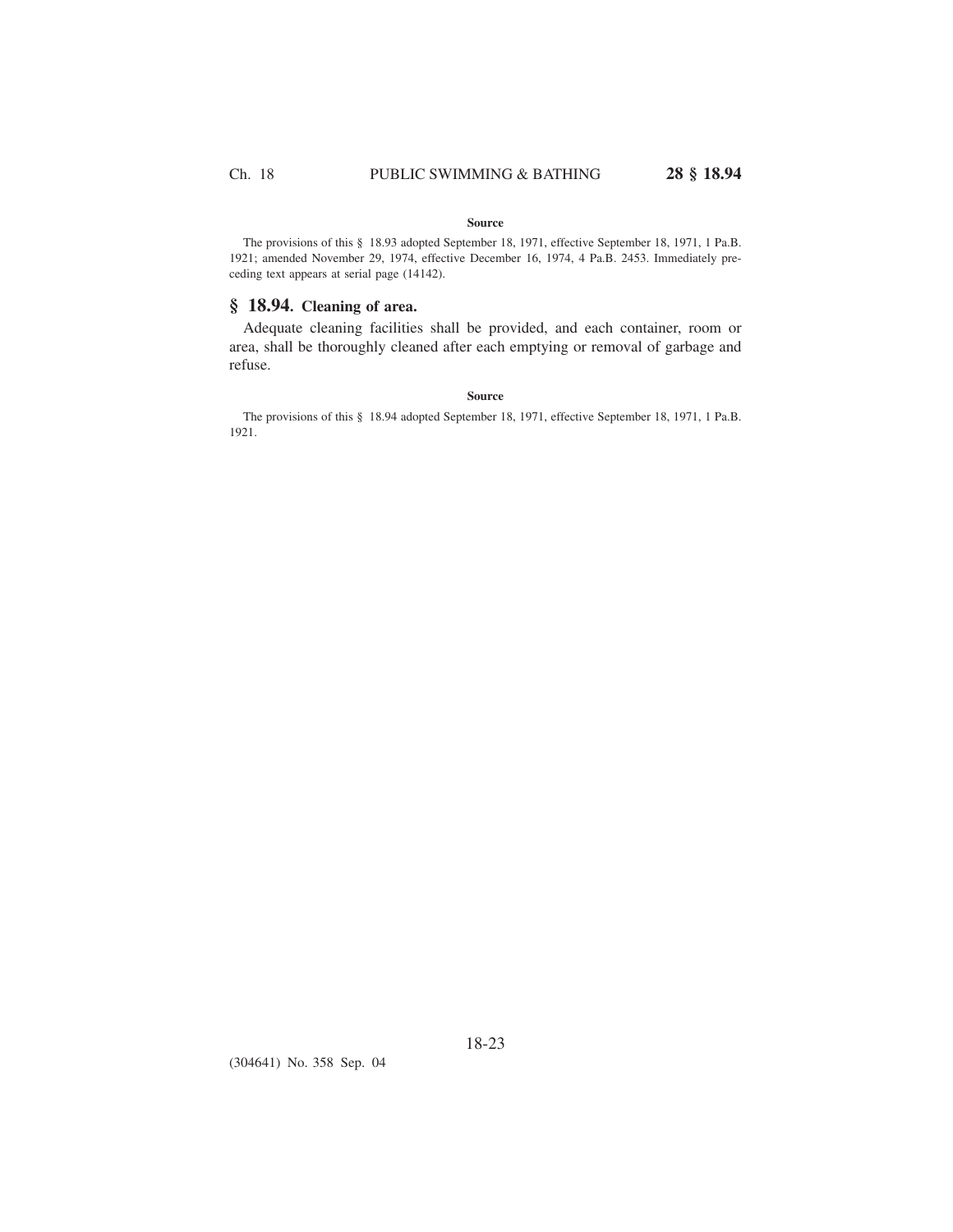**Source**

The provisions of this § 18.93 adopted September 18, 1971, effective September 18, 1971, 1 Pa.B. 1921; amended November 29, 1974, effective December 16, 1974, 4 Pa.B. 2453. Immediately preceding text appears at serial page (14142).

## § 18.94. Cleaning of area.

Adequate cleaning facilities shall be provided, and each container, room or area, shall be thoroughly cleaned after each emptying or removal of garbage and refuse.

**Source**

The provisions of this § 18.94 adopted September 18, 1971, effective September 18, 1971, 1 Pa.B. 1921.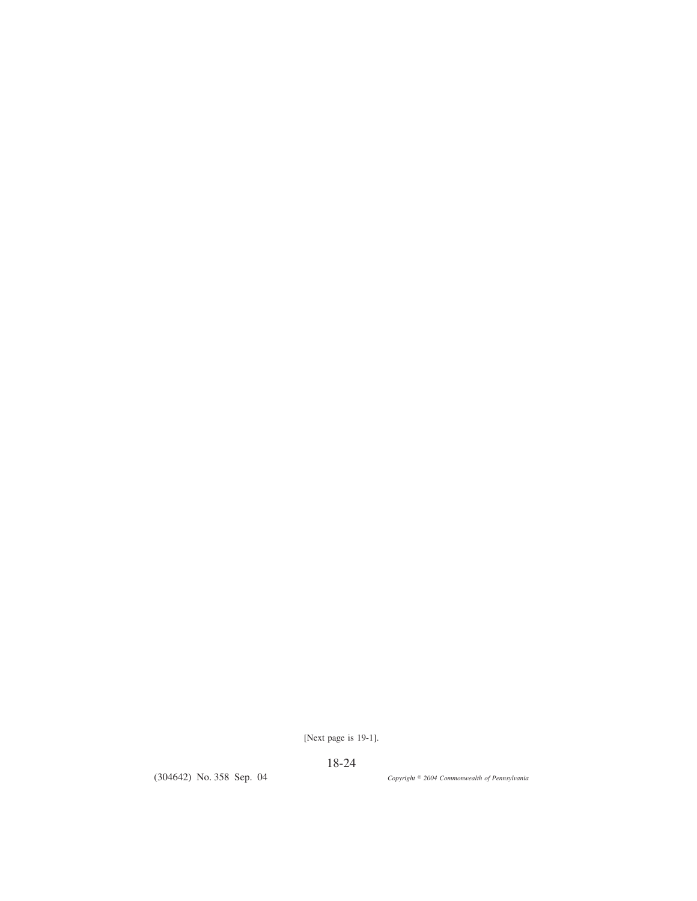[Next page is 19-1].